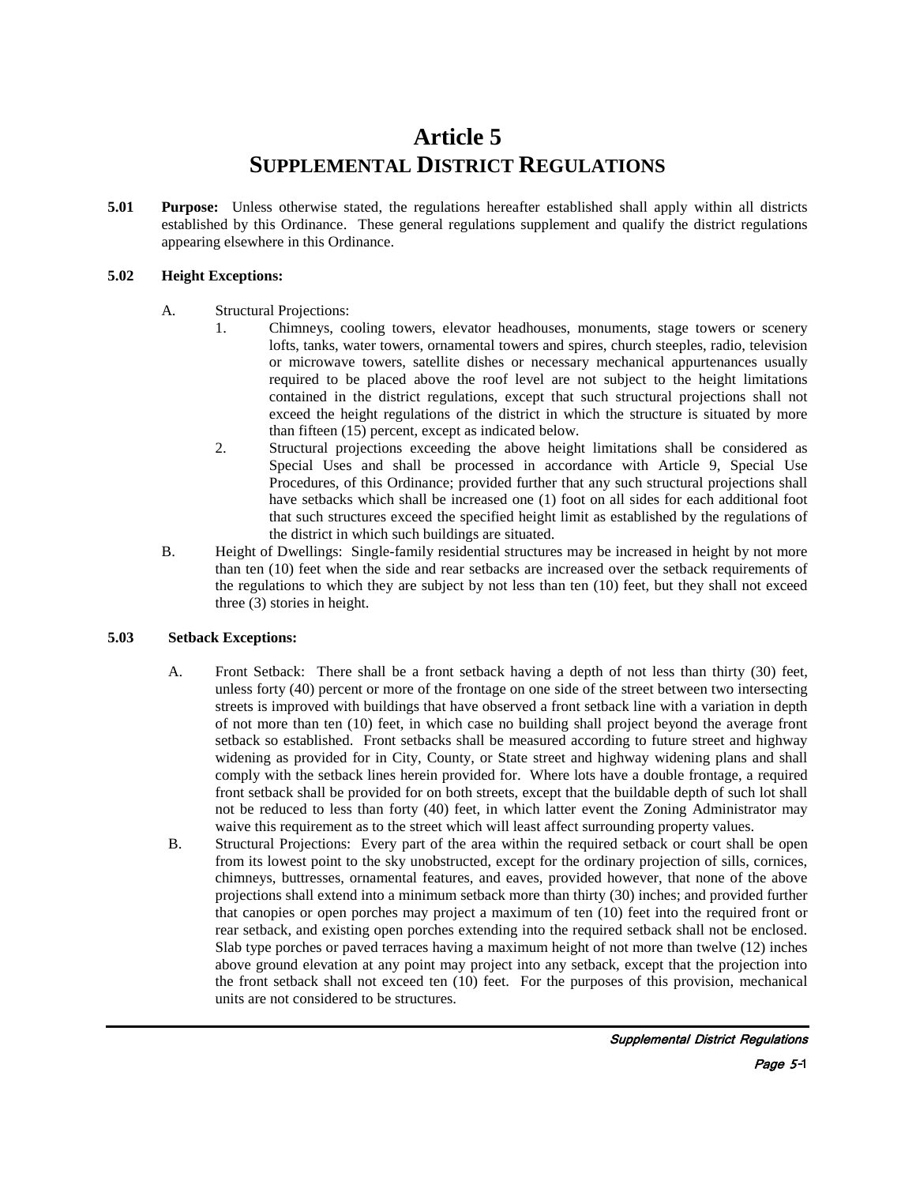# Article 5
## SUPPLEMENTAL DISTRICT REGULATIONS

**5.01 Purpose:** Unless otherwise stated, the regulations hereafter established shall apply within all districts established by this Ordinance. These general regulations supplement and qualify the district regulations appearing elsewhere in this Ordinance.

**5.02 Height Exceptions:**

A. Structural Projections:

1. Chimneys, cooling towers, elevator headhouses, monuments, stage towers or scenery lofts, tanks, water towers, ornamental towers and spires, church steeples, radio, television or microwave towers, satellite dishes or necessary mechanical appurtenances usually required to be placed above the roof level are not subject to the height limitations contained in the district regulations, except that such structural projections shall not exceed the height regulations of the district in which the structure is situated by more than fifteen (15) percent, except as indicated below.
2. Structural projections exceeding the above height limitations shall be considered as Special Uses and shall be processed in accordance with Article 9, Special Use Procedures, of this Ordinance; provided further that any such structural projections shall have setbacks which shall be increased one (1) foot on all sides for each additional foot that such structures exceed the specified height limit as established by the regulations of the district in which such buildings are situated.

B. Height of Dwellings: Single-family residential structures may be increased in height by not more than ten (10) feet when the side and rear setbacks are increased over the setback requirements of the regulations to which they are subject by not less than ten (10) feet, but they shall not exceed three (3) stories in height.

**5.03 Setback Exceptions:**

A. Front Setback: There shall be a front setback having a depth of not less than thirty (30) feet, unless forty (40) percent or more of the frontage on one side of the street between two intersecting streets is improved with buildings that have observed a front setback line with a variation in depth of not more than ten (10) feet, in which case no building shall project beyond the average front setback so established. Front setbacks shall be measured according to future street and highway widening as provided for in City, County, or State street and highway widening plans and shall comply with the setback lines herein provided for. Where lots have a double frontage, a required front setback shall be provided for on both streets, except that the buildable depth of such lot shall not be reduced to less than forty (40) feet, in which latter event the Zoning Administrator may waive this requirement as to the street which will least affect surrounding property values.

B. Structural Projections: Every part of the area within the required setback or court shall be open from its lowest point to the sky unobstructed, except for the ordinary projection of sills, cornices, chimneys, buttresses, ornamental features, and eaves, provided however, that none of the above projections shall extend into a minimum setback more than thirty (30) inches; and provided further that canopies or open porches may project a maximum of ten (10) feet into the required front or rear setback, and existing open porches extending into the required setback shall not be enclosed. Slab type porches or paved terraces having a maximum height of not more than twelve (12) inches above ground elevation at any point may project into any setback, except that the projection into the front setback shall not exceed ten (10) feet. For the purposes of this provision, mechanical units are not considered to be structures.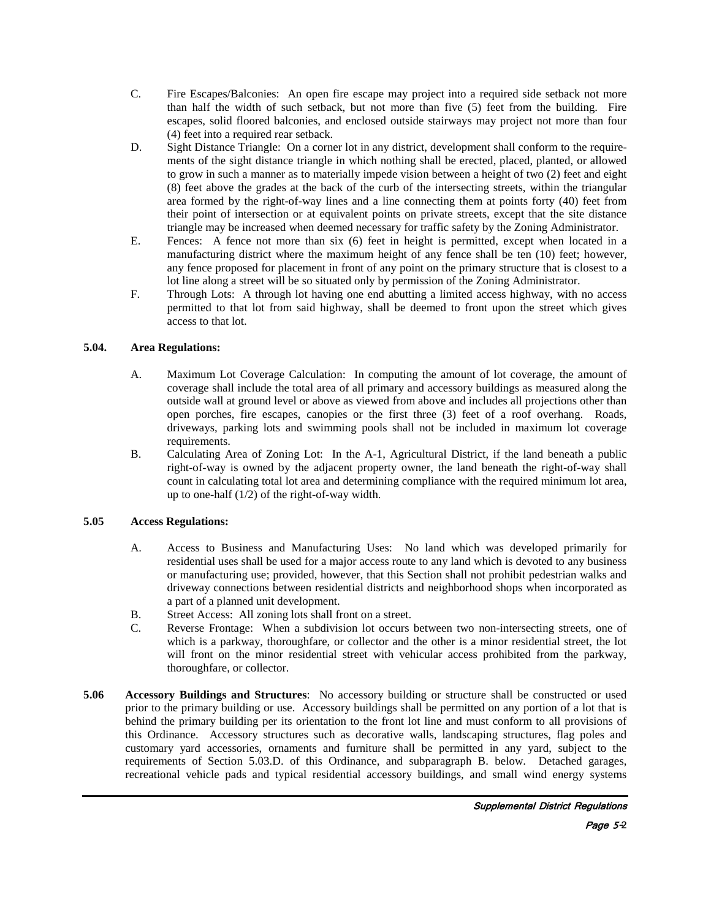C. Fire Escapes/Balconies: An open fire escape may project into a required side setback not more than half the width of such setback, but not more than five (5) feet from the building. Fire escapes, solid floored balconies, and enclosed outside stairways may project not more than four (4) feet into a required rear setback.

D. Sight Distance Triangle: On a corner lot in any district, development shall conform to the requirements of the sight distance triangle in which nothing shall be erected, placed, planted, or allowed to grow in such a manner as to materially impede vision between a height of two (2) feet and eight (8) feet above the grades at the back of the curb of the intersecting streets, within the triangular area formed by the right-of-way lines and a line connecting them at points forty (40) feet from their point of intersection or at equivalent points on private streets, except that the site distance triangle may be increased when deemed necessary for traffic safety by the Zoning Administrator.

E. Fences: A fence not more than six (6) feet in height is permitted, except when located in a manufacturing district where the maximum height of any fence shall be ten (10) feet; however, any fence proposed for placement in front of any point on the primary structure that is closest to a lot line along a street will be so situated only by permission of the Zoning Administrator.

F. Through Lots: A through lot having one end abutting a limited access highway, with no access permitted to that lot from said highway, shall be deemed to front upon the street which gives access to that lot.

**5.04. Area Regulations:**

A. Maximum Lot Coverage Calculation: In computing the amount of lot coverage, the amount of coverage shall include the total area of all primary and accessory buildings as measured along the outside wall at ground level or above as viewed from above and includes all projections other than open porches, fire escapes, canopies or the first three (3) feet of a roof overhang. Roads, driveways, parking lots and swimming pools shall not be included in maximum lot coverage requirements.

B. Calculating Area of Zoning Lot: In the A-1, Agricultural District, if the land beneath a public right-of-way is owned by the adjacent property owner, the land beneath the right-of-way shall count in calculating total lot area and determining compliance with the required minimum lot area, up to one-half (1/2) of the right-of-way width.

**5.05 Access Regulations:**

A. Access to Business and Manufacturing Uses: No land which was developed primarily for residential uses shall be used for a major access route to any land which is devoted to any business or manufacturing use; provided, however, that this Section shall not prohibit pedestrian walks and driveway connections between residential districts and neighborhood shops when incorporated as a part of a planned unit development.

B. Street Access: All zoning lots shall front on a street.

C. Reverse Frontage: When a subdivision lot occurs between two non-intersecting streets, one of which is a parkway, thoroughfare, or collector and the other is a minor residential street, the lot will front on the minor residential street with vehicular access prohibited from the parkway, thoroughfare, or collector.

**5.06 Accessory Buildings and Structures**: No accessory building or structure shall be constructed or used prior to the primary building or use. Accessory buildings shall be permitted on any portion of a lot that is behind the primary building per its orientation to the front lot line and must conform to all provisions of this Ordinance. Accessory structures such as decorative walls, landscaping structures, flag poles and customary yard accessories, ornaments and furniture shall be permitted in any yard, subject to the requirements of Section 5.03.D. of this Ordinance, and subparagraph B. below. Detached garages, recreational vehicle pads and typical residential accessory buildings, and small wind energy systems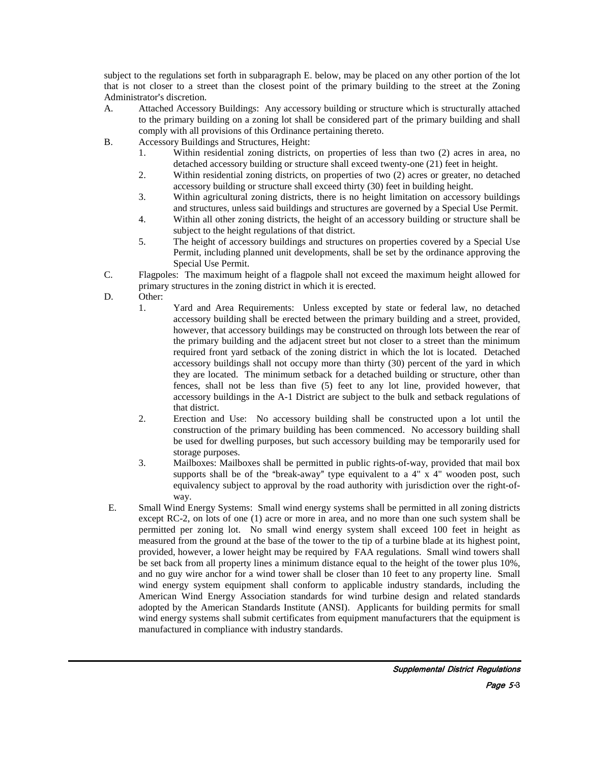subject to the regulations set forth in subparagraph E. below, may be placed on any other portion of the lot that is not closer to a street than the closest point of the primary building to the street at the Zoning Administrator's discretion.

A. Attached Accessory Buildings: Any accessory building or structure which is structurally attached to the primary building on a zoning lot shall be considered part of the primary building and shall comply with all provisions of this Ordinance pertaining thereto.

B. Accessory Buildings and Structures, Height:
   1. Within residential zoning districts, on properties of less than two (2) acres in area, no detached accessory building or structure shall exceed twenty-one (21) feet in height.
   2. Within residential zoning districts, on properties of two (2) acres or greater, no detached accessory building or structure shall exceed thirty (30) feet in building height.
   3. Within agricultural zoning districts, there is no height limitation on accessory buildings and structures, unless said buildings and structures are governed by a Special Use Permit.
   4. Within all other zoning districts, the height of an accessory building or structure shall be subject to the height regulations of that district.
   5. The height of accessory buildings and structures on properties covered by a Special Use Permit, including planned unit developments, shall be set by the ordinance approving the Special Use Permit.

C. Flagpoles: The maximum height of a flagpole shall not exceed the maximum height allowed for primary structures in the zoning district in which it is erected.

D. Other:
   1. Yard and Area Requirements: Unless excepted by state or federal law, no detached accessory building shall be erected between the primary building and a street, provided, however, that accessory buildings may be constructed on through lots between the rear of the primary building and the adjacent street but not closer to a street than the minimum required front yard setback of the zoning district in which the lot is located. Detached accessory buildings shall not occupy more than thirty (30) percent of the yard in which they are located. The minimum setback for a detached building or structure, other than fences, shall not be less than five (5) feet to any lot line, provided however, that accessory buildings in the A-1 District are subject to the bulk and setback regulations of that district.
   2. Erection and Use: No accessory building shall be constructed upon a lot until the construction of the primary building has been commenced. No accessory building shall be used for dwelling purposes, but such accessory building may be temporarily used for storage purposes.
   3. Mailboxes: Mailboxes shall be permitted in public rights-of-way, provided that mail box supports shall be of the "break-away" type equivalent to a 4" x 4" wooden post, such equivalency subject to approval by the road authority with jurisdiction over the right-of-way.

E. Small Wind Energy Systems: Small wind energy systems shall be permitted in all zoning districts except RC-2, on lots of one (1) acre or more in area, and no more than one such system shall be permitted per zoning lot. No small wind energy system shall exceed 100 feet in height as measured from the ground at the base of the tower to the tip of a turbine blade at its highest point, provided, however, a lower height may be required by FAA regulations. Small wind towers shall be set back from all property lines a minimum distance equal to the height of the tower plus 10%, and no guy wire anchor for a wind tower shall be closer than 10 feet to any property line. Small wind energy system equipment shall conform to applicable industry standards, including the American Wind Energy Association standards for wind turbine design and related standards adopted by the American Standards Institute (ANSI). Applicants for building permits for small wind energy systems shall submit certificates from equipment manufacturers that the equipment is manufactured in compliance with industry standards.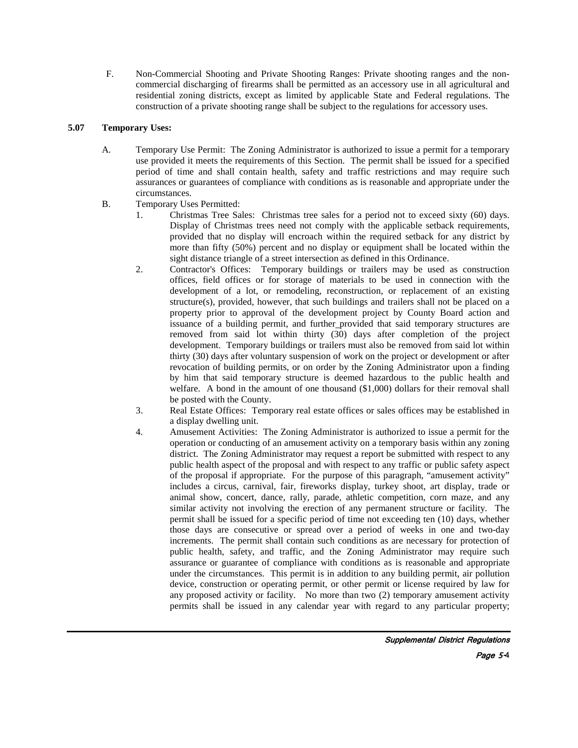F. Non-Commercial Shooting and Private Shooting Ranges: Private shooting ranges and the non-commercial discharging of firearms shall be permitted as an accessory use in all agricultural and residential zoning districts, except as limited by applicable State and Federal regulations. The construction of a private shooting range shall be subject to the regulations for accessory uses.

## 5.07 Temporary Uses:

A. Temporary Use Permit: The Zoning Administrator is authorized to issue a permit for a temporary use provided it meets the requirements of this Section. The permit shall be issued for a specified period of time and shall contain health, safety and traffic restrictions and may require such assurances or guarantees of compliance with conditions as is reasonable and appropriate under the circumstances.

B. Temporary Uses Permitted:

1. Christmas Tree Sales: Christmas tree sales for a period not to exceed sixty (60) days. Display of Christmas trees need not comply with the applicable setback requirements, provided that no display will encroach within the required setback for any district by more than fifty (50%) percent and no display or equipment shall be located within the sight distance triangle of a street intersection as defined in this Ordinance.

2. Contractor's Offices: Temporary buildings or trailers may be used as construction offices, field offices or for storage of materials to be used in connection with the development of a lot, or remodeling, reconstruction, or replacement of an existing structure(s), provided, however, that such buildings and trailers shall not be placed on a property prior to approval of the development project by County Board action and issuance of a building permit, and further provided that said temporary structures are removed from said lot within thirty (30) days after completion of the project development. Temporary buildings or trailers must also be removed from said lot within thirty (30) days after voluntary suspension of work on the project or development or after revocation of building permits, or on order by the Zoning Administrator upon a finding by him that said temporary structure is deemed hazardous to the public health and welfare. A bond in the amount of one thousand ($1,000) dollars for their removal shall be posted with the County.

3. Real Estate Offices: Temporary real estate offices or sales offices may be established in a display dwelling unit.

4. Amusement Activities: The Zoning Administrator is authorized to issue a permit for the operation or conducting of an amusement activity on a temporary basis within any zoning district. The Zoning Administrator may request a report be submitted with respect to any public health aspect of the proposal and with respect to any traffic or public safety aspect of the proposal if appropriate. For the purpose of this paragraph, "amusement activity" includes a circus, carnival, fair, fireworks display, turkey shoot, art display, trade or animal show, concert, dance, rally, parade, athletic competition, corn maze, and any similar activity not involving the erection of any permanent structure or facility. The permit shall be issued for a specific period of time not exceeding ten (10) days, whether those days are consecutive or spread over a period of weeks in one and two-day increments. The permit shall contain such conditions as are necessary for protection of public health, safety, and traffic, and the Zoning Administrator may require such assurance or guarantee of compliance with conditions as is reasonable and appropriate under the circumstances. This permit is in addition to any building permit, air pollution device, construction or operating permit, or other permit or license required by law for any proposed activity or facility. No more than two (2) temporary amusement activity permits shall be issued in any calendar year with regard to any particular property;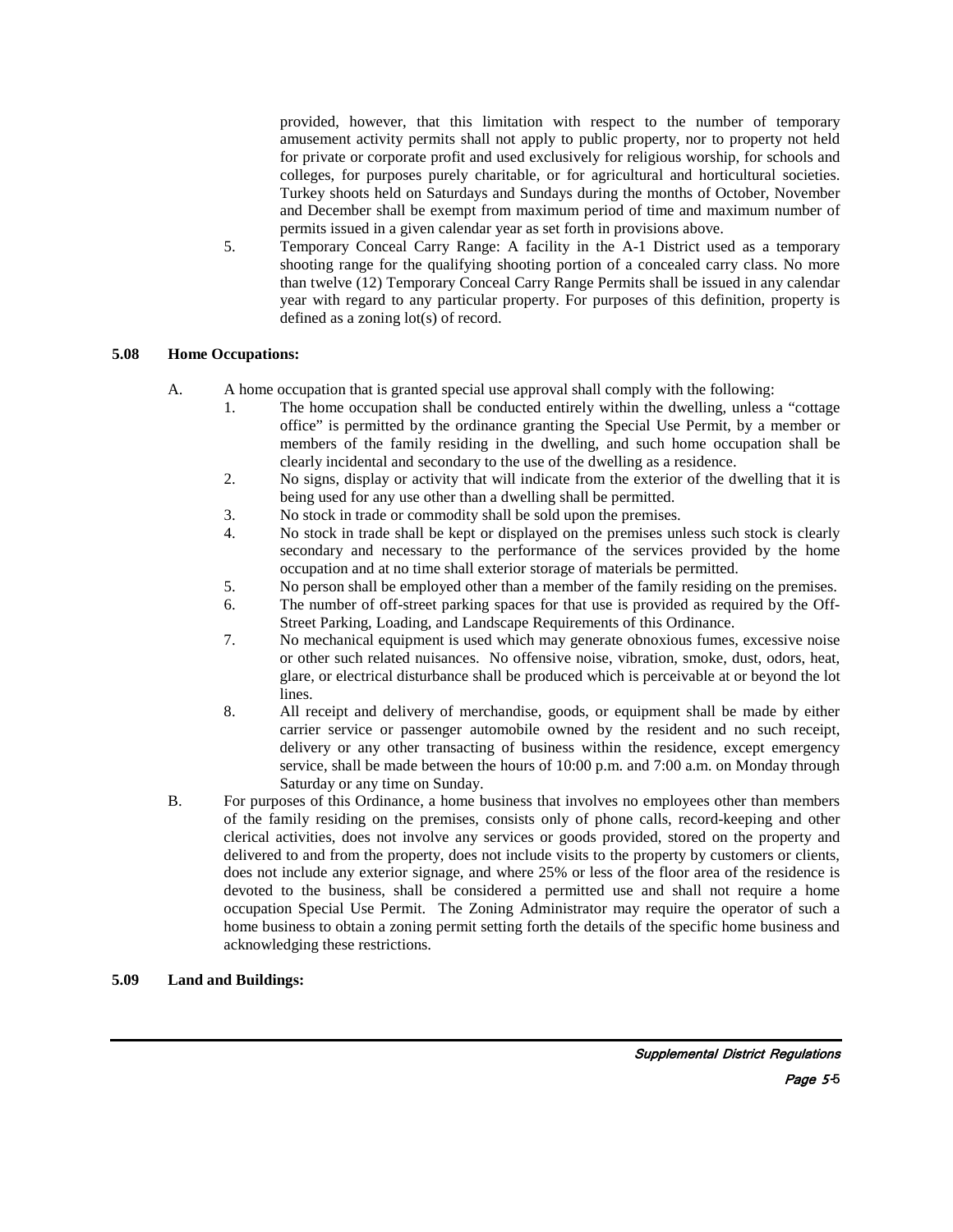provided, however, that this limitation with respect to the number of temporary amusement activity permits shall not apply to public property, nor to property not held for private or corporate profit and used exclusively for religious worship, for schools and colleges, for purposes purely charitable, or for agricultural and horticultural societies. Turkey shoots held on Saturdays and Sundays during the months of October, November and December shall be exempt from maximum period of time and maximum number of permits issued in a given calendar year as set forth in provisions above.

5. Temporary Conceal Carry Range: A facility in the A-1 District used as a temporary shooting range for the qualifying shooting portion of a concealed carry class. No more than twelve (12) Temporary Conceal Carry Range Permits shall be issued in any calendar year with regard to any particular property. For purposes of this definition, property is defined as a zoning lot(s) of record.

**5.08 Home Occupations:**

A. A home occupation that is granted special use approval shall comply with the following:

1. The home occupation shall be conducted entirely within the dwelling, unless a "cottage office" is permitted by the ordinance granting the Special Use Permit, by a member or members of the family residing in the dwelling, and such home occupation shall be clearly incidental and secondary to the use of the dwelling as a residence.
2. No signs, display or activity that will indicate from the exterior of the dwelling that it is being used for any use other than a dwelling shall be permitted.
3. No stock in trade or commodity shall be sold upon the premises.
4. No stock in trade shall be kept or displayed on the premises unless such stock is clearly secondary and necessary to the performance of the services provided by the home occupation and at no time shall exterior storage of materials be permitted.
5. No person shall be employed other than a member of the family residing on the premises.
6. The number of off-street parking spaces for that use is provided as required by the Off-Street Parking, Loading, and Landscape Requirements of this Ordinance.
7. No mechanical equipment is used which may generate obnoxious fumes, excessive noise or other such related nuisances. No offensive noise, vibration, smoke, dust, odors, heat, glare, or electrical disturbance shall be produced which is perceivable at or beyond the lot lines.
8. All receipt and delivery of merchandise, goods, or equipment shall be made by either carrier service or passenger automobile owned by the resident and no such receipt, delivery or any other transacting of business within the residence, except emergency service, shall be made between the hours of 10:00 p.m. and 7:00 a.m. on Monday through Saturday or any time on Sunday.

B. For purposes of this Ordinance, a home business that involves no employees other than members of the family residing on the premises, consists only of phone calls, record-keeping and other clerical activities, does not involve any services or goods provided, stored on the property and delivered to and from the property, does not include visits to the property by customers or clients, does not include any exterior signage, and where 25% or less of the floor area of the residence is devoted to the business, shall be considered a permitted use and shall not require a home occupation Special Use Permit. The Zoning Administrator may require the operator of such a home business to obtain a zoning permit setting forth the details of the specific home business and acknowledging these restrictions.

**5.09 Land and Buildings:**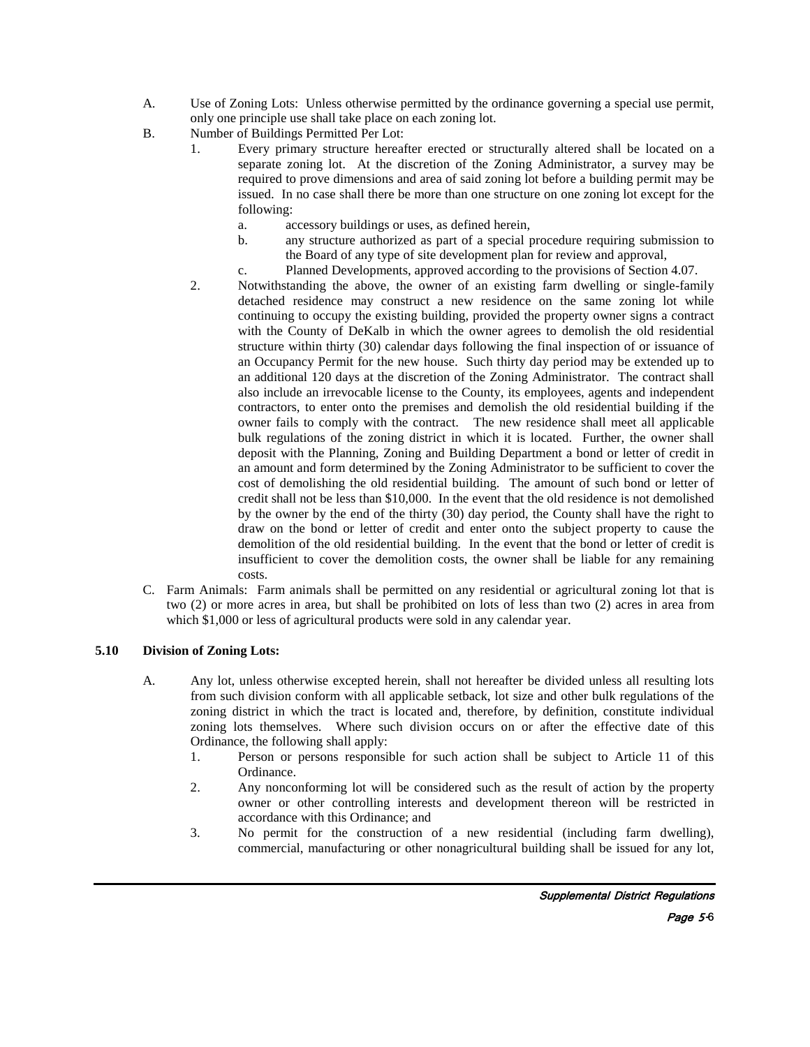A. Use of Zoning Lots: Unless otherwise permitted by the ordinance governing a special use permit, only one principle use shall take place on each zoning lot.

B. Number of Buildings Permitted Per Lot:

   1. Every primary structure hereafter erected or structurally altered shall be located on a separate zoning lot. At the discretion of the Zoning Administrator, a survey may be required to prove dimensions and area of said zoning lot before a building permit may be issued. In no case shall there be more than one structure on one zoning lot except for the following:

      a. accessory buildings or uses, as defined herein,

      b. any structure authorized as part of a special procedure requiring submission to the Board of any type of site development plan for review and approval,

      c. Planned Developments, approved according to the provisions of Section 4.07.

   2. Notwithstanding the above, the owner of an existing farm dwelling or single-family detached residence may construct a new residence on the same zoning lot while continuing to occupy the existing building, provided the property owner signs a contract with the County of DeKalb in which the owner agrees to demolish the old residential structure within thirty (30) calendar days following the final inspection of or issuance of an Occupancy Permit for the new house. Such thirty day period may be extended up to an additional 120 days at the discretion of the Zoning Administrator. The contract shall also include an irrevocable license to the County, its employees, agents and independent contractors, to enter onto the premises and demolish the old residential building if the owner fails to comply with the contract. The new residence shall meet all applicable bulk regulations of the zoning district in which it is located. Further, the owner shall deposit with the Planning, Zoning and Building Department a bond or letter of credit in an amount and form determined by the Zoning Administrator to be sufficient to cover the cost of demolishing the old residential building. The amount of such bond or letter of credit shall not be less than $10,000. In the event that the old residence is not demolished by the owner by the end of the thirty (30) day period, the County shall have the right to draw on the bond or letter of credit and enter onto the subject property to cause the demolition of the old residential building. In the event that the bond or letter of credit is insufficient to cover the demolition costs, the owner shall be liable for any remaining costs.

C. Farm Animals: Farm animals shall be permitted on any residential or agricultural zoning lot that is two (2) or more acres in area, but shall be prohibited on lots of less than two (2) acres in area from which $1,000 or less of agricultural products were sold in any calendar year.

### 5.10 Division of Zoning Lots:

A. Any lot, unless otherwise excepted herein, shall not hereafter be divided unless all resulting lots from such division conform with all applicable setback, lot size and other bulk regulations of the zoning district in which the tract is located and, therefore, by definition, constitute individual zoning lots themselves. Where such division occurs on or after the effective date of this Ordinance, the following shall apply:

   1. Person or persons responsible for such action shall be subject to Article 11 of this Ordinance.

   2. Any nonconforming lot will be considered such as the result of action by the property owner or other controlling interests and development thereon will be restricted in accordance with this Ordinance; and

   3. No permit for the construction of a new residential (including farm dwelling), commercial, manufacturing or other nonagricultural building shall be issued for any lot,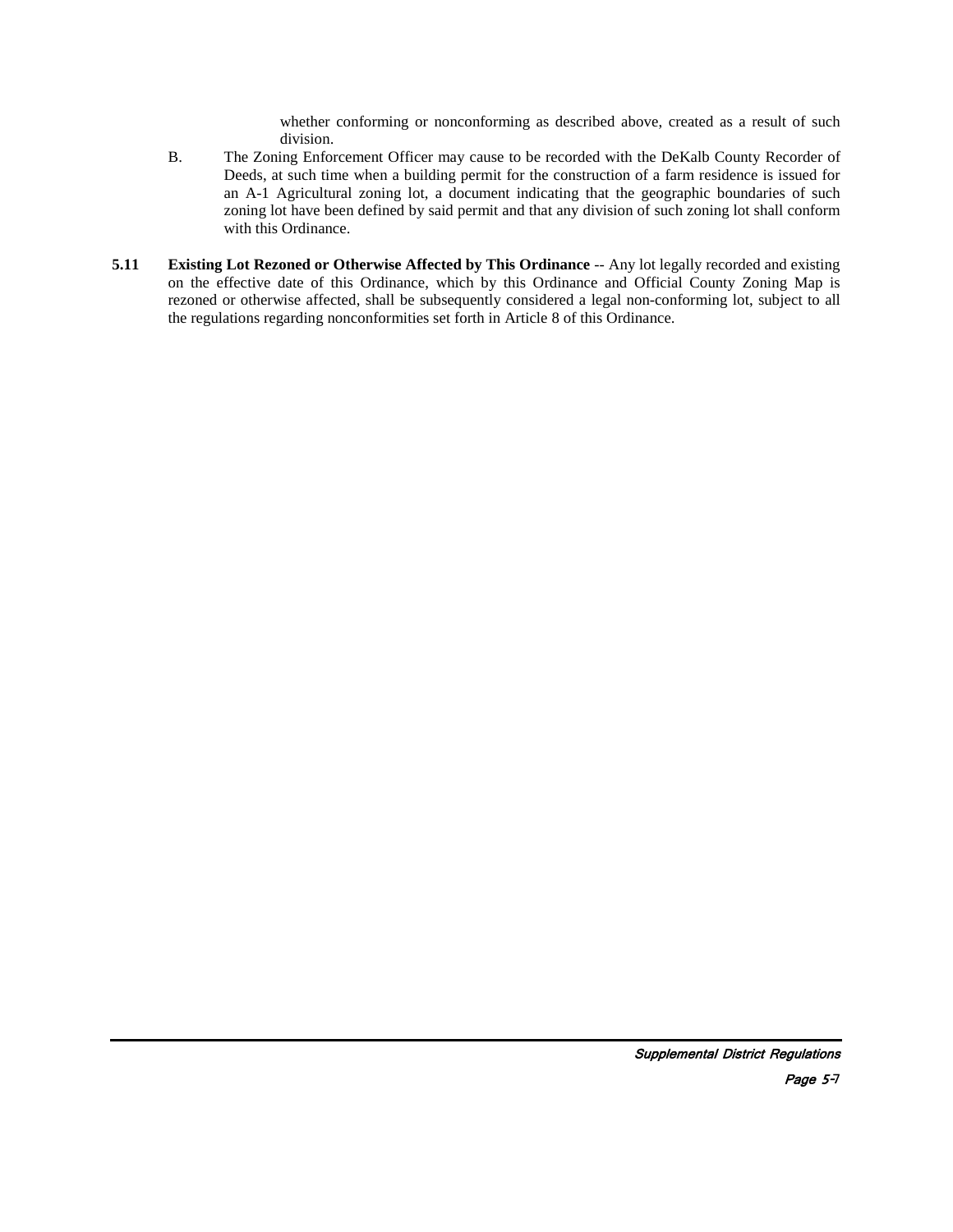whether conforming or nonconforming as described above, created as a result of such division.

B. The Zoning Enforcement Officer may cause to be recorded with the DeKalb County Recorder of Deeds, at such time when a building permit for the construction of a farm residence is issued for an A-1 Agricultural zoning lot, a document indicating that the geographic boundaries of such zoning lot have been defined by said permit and that any division of such zoning lot shall conform with this Ordinance.

**5.11 Existing Lot Rezoned or Otherwise Affected by This Ordinance** -- Any lot legally recorded and existing on the effective date of this Ordinance, which by this Ordinance and Official County Zoning Map is rezoned or otherwise affected, shall be subsequently considered a legal non-conforming lot, subject to all the regulations regarding nonconformities set forth in Article 8 of this Ordinance.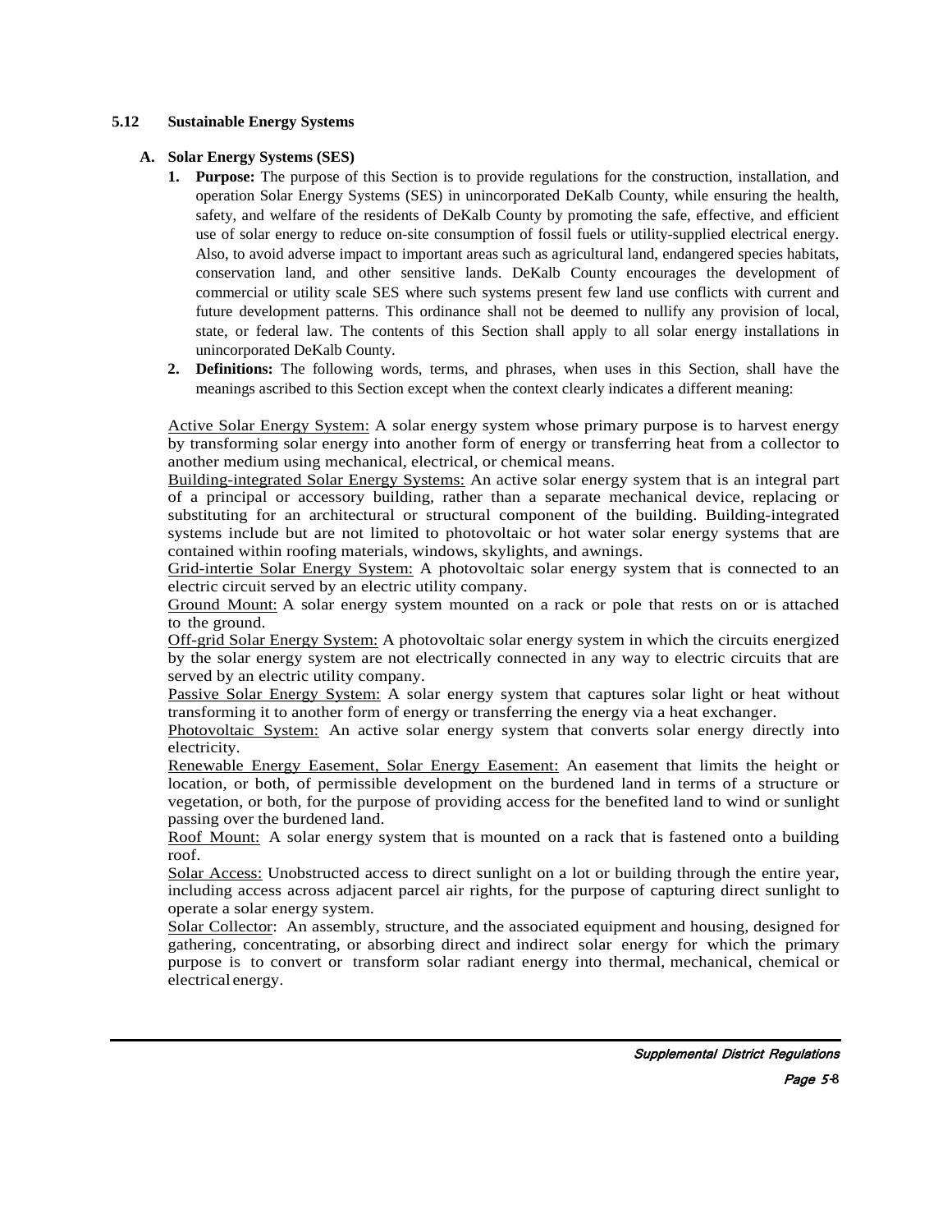### 5.12 Sustainable Energy Systems

**A. Solar Energy Systems (SES)**

1. **Purpose:** The purpose of this Section is to provide regulations for the construction, installation, and operation Solar Energy Systems (SES) in unincorporated DeKalb County, while ensuring the health, safety, and welfare of the residents of DeKalb County by promoting the safe, effective, and efficient use of solar energy to reduce on-site consumption of fossil fuels or utility-supplied electrical energy. Also, to avoid adverse impact to important areas such as agricultural land, endangered species habitats, conservation land, and other sensitive lands. DeKalb County encourages the development of commercial or utility scale SES where such systems present few land use conflicts with current and future development patterns. This ordinance shall not be deemed to nullify any provision of local, state, or federal law. The contents of this Section shall apply to all solar energy installations in unincorporated DeKalb County.
2. **Definitions:** The following words, terms, and phrases, when uses in this Section, shall have the meanings ascribed to this Section except when the context clearly indicates a different meaning:

Active Solar Energy System: A solar energy system whose primary purpose is to harvest energy by transforming solar energy into another form of energy or transferring heat from a collector to another medium using mechanical, electrical, or chemical means.

Building-integrated Solar Energy Systems: An active solar energy system that is an integral part of a principal or accessory building, rather than a separate mechanical device, replacing or substituting for an architectural or structural component of the building. Building-integrated systems include but are not limited to photovoltaic or hot water solar energy systems that are contained within roofing materials, windows, skylights, and awnings.

Grid-intertie Solar Energy System: A photovoltaic solar energy system that is connected to an electric circuit served by an electric utility company.

Ground Mount: A solar energy system mounted on a rack or pole that rests on or is attached to the ground.

Off-grid Solar Energy System: A photovoltaic solar energy system in which the circuits energized by the solar energy system are not electrically connected in any way to electric circuits that are served by an electric utility company.

Passive Solar Energy System: A solar energy system that captures solar light or heat without transforming it to another form of energy or transferring the energy via a heat exchanger.

Photovoltaic System: An active solar energy system that converts solar energy directly into electricity.

Renewable Energy Easement, Solar Energy Easement: An easement that limits the height or location, or both, of permissible development on the burdened land in terms of a structure or vegetation, or both, for the purpose of providing access for the benefited land to wind or sunlight passing over the burdened land.

Roof Mount: A solar energy system that is mounted on a rack that is fastened onto a building roof.

Solar Access: Unobstructed access to direct sunlight on a lot or building through the entire year, including access across adjacent parcel air rights, for the purpose of capturing direct sunlight to operate a solar energy system.

Solar Collector: An assembly, structure, and the associated equipment and housing, designed for gathering, concentrating, or absorbing direct and indirect solar energy for which the primary purpose is to convert or transform solar radiant energy into thermal, mechanical, chemical or electrical energy.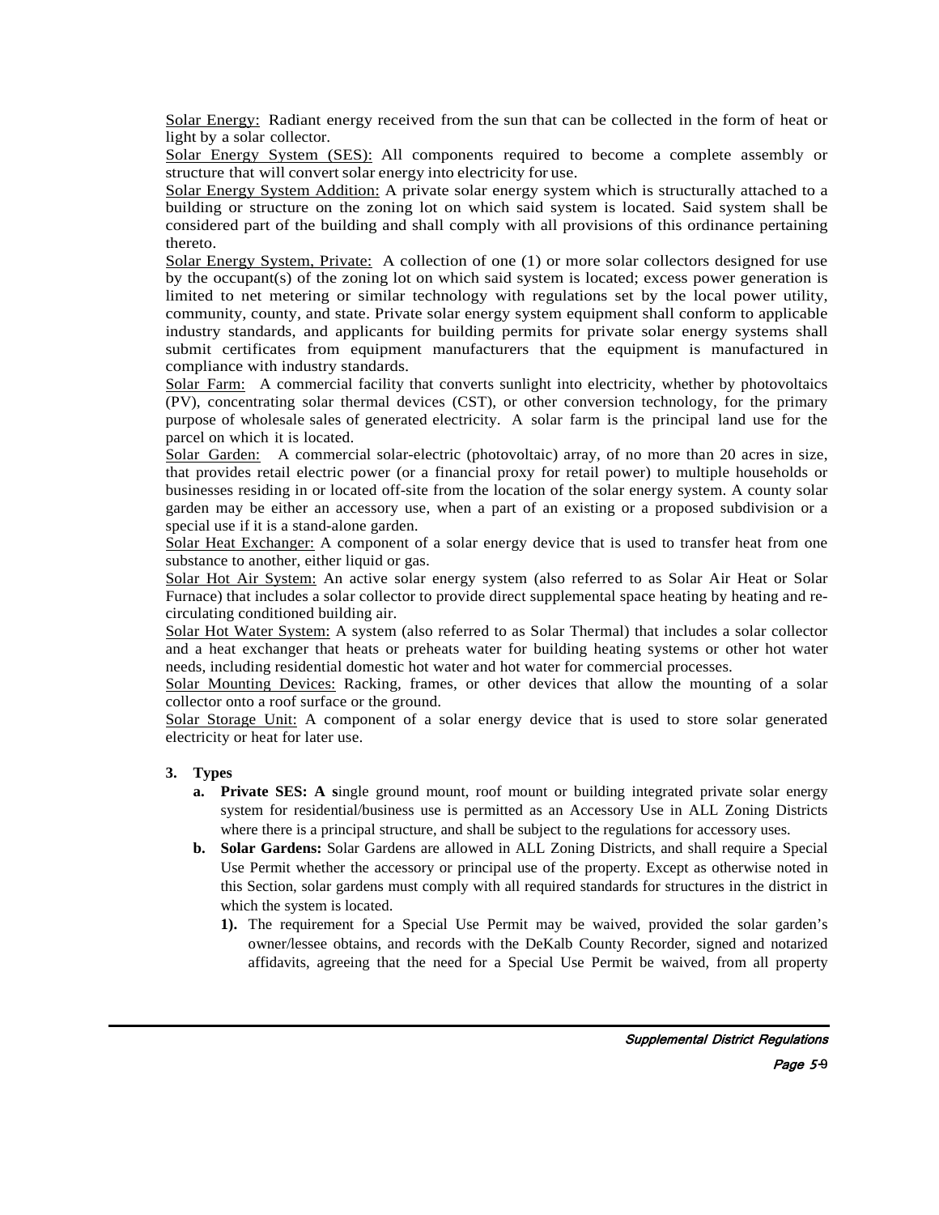Solar Energy: Radiant energy received from the sun that can be collected in the form of heat or light by a solar collector.

Solar Energy System (SES): All components required to become a complete assembly or structure that will convert solar energy into electricity for use.

Solar Energy System Addition: A private solar energy system which is structurally attached to a building or structure on the zoning lot on which said system is located. Said system shall be considered part of the building and shall comply with all provisions of this ordinance pertaining thereto.

Solar Energy System, Private: A collection of one (1) or more solar collectors designed for use by the occupant(s) of the zoning lot on which said system is located; excess power generation is limited to net metering or similar technology with regulations set by the local power utility, community, county, and state. Private solar energy system equipment shall conform to applicable industry standards, and applicants for building permits for private solar energy systems shall submit certificates from equipment manufacturers that the equipment is manufactured in compliance with industry standards.

Solar Farm: A commercial facility that converts sunlight into electricity, whether by photovoltaics (PV), concentrating solar thermal devices (CST), or other conversion technology, for the primary purpose of wholesale sales of generated electricity. A solar farm is the principal land use for the parcel on which it is located.

Solar Garden: A commercial solar-electric (photovoltaic) array, of no more than 20 acres in size, that provides retail electric power (or a financial proxy for retail power) to multiple households or businesses residing in or located off-site from the location of the solar energy system. A county solar garden may be either an accessory use, when a part of an existing or a proposed subdivision or a special use if it is a stand-alone garden.

Solar Heat Exchanger: A component of a solar energy device that is used to transfer heat from one substance to another, either liquid or gas.

Solar Hot Air System: An active solar energy system (also referred to as Solar Air Heat or Solar Furnace) that includes a solar collector to provide direct supplemental space heating by heating and re-circulating conditioned building air.

Solar Hot Water System: A system (also referred to as Solar Thermal) that includes a solar collector and a heat exchanger that heats or preheats water for building heating systems or other hot water needs, including residential domestic hot water and hot water for commercial processes.

Solar Mounting Devices: Racking, frames, or other devices that allow the mounting of a solar collector onto a roof surface or the ground.

Solar Storage Unit: A component of a solar energy device that is used to store solar generated electricity or heat for later use.

**3. Types**

**a. Private SES: A s**ingle ground mount, roof mount or building integrated private solar energy system for residential/business use is permitted as an Accessory Use in ALL Zoning Districts where there is a principal structure, and shall be subject to the regulations for accessory uses.

**b. Solar Gardens:** Solar Gardens are allowed in ALL Zoning Districts, and shall require a Special Use Permit whether the accessory or principal use of the property. Except as otherwise noted in this Section, solar gardens must comply with all required standards for structures in the district in which the system is located.

**1).** The requirement for a Special Use Permit may be waived, provided the solar garden's owner/lessee obtains, and records with the DeKalb County Recorder, signed and notarized affidavits, agreeing that the need for a Special Use Permit be waived, from all property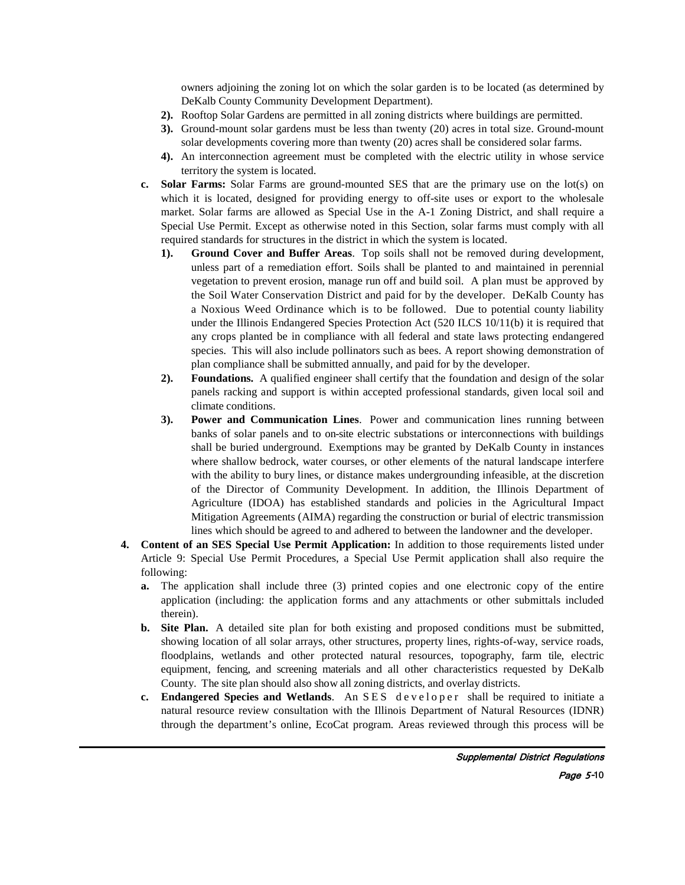owners adjoining the zoning lot on which the solar garden is to be located (as determined by DeKalb County Community Development Department).

2). Rooftop Solar Gardens are permitted in all zoning districts where buildings are permitted.

3). Ground-mount solar gardens must be less than twenty (20) acres in total size. Ground-mount solar developments covering more than twenty (20) acres shall be considered solar farms.

4). An interconnection agreement must be completed with the electric utility in whose service territory the system is located.

**c. Solar Farms:** Solar Farms are ground-mounted SES that are the primary use on the lot(s) on which it is located, designed for providing energy to off-site uses or export to the wholesale market. Solar farms are allowed as Special Use in the A-1 Zoning District, and shall require a Special Use Permit. Except as otherwise noted in this Section, solar farms must comply with all required standards for structures in the district in which the system is located.

**1). Ground Cover and Buffer Areas**. Top soils shall not be removed during development, unless part of a remediation effort. Soils shall be planted to and maintained in perennial vegetation to prevent erosion, manage run off and build soil. A plan must be approved by the Soil Water Conservation District and paid for by the developer. DeKalb County has a Noxious Weed Ordinance which is to be followed. Due to potential county liability under the Illinois Endangered Species Protection Act (520 ILCS 10/11(b) it is required that any crops planted be in compliance with all federal and state laws protecting endangered species. This will also include pollinators such as bees. A report showing demonstration of plan compliance shall be submitted annually, and paid for by the developer.

**2). Foundations.** A qualified engineer shall certify that the foundation and design of the solar panels racking and support is within accepted professional standards, given local soil and climate conditions.

**3). Power and Communication Lines**. Power and communication lines running between banks of solar panels and to on-site electric substations or interconnections with buildings shall be buried underground. Exemptions may be granted by DeKalb County in instances where shallow bedrock, water courses, or other elements of the natural landscape interfere with the ability to bury lines, or distance makes undergrounding infeasible, at the discretion of the Director of Community Development. In addition, the Illinois Department of Agriculture (IDOA) has established standards and policies in the Agricultural Impact Mitigation Agreements (AIMA) regarding the construction or burial of electric transmission lines which should be agreed to and adhered to between the landowner and the developer.

**4. Content of an SES Special Use Permit Application:** In addition to those requirements listed under Article 9: Special Use Permit Procedures, a Special Use Permit application shall also require the following:

**a.** The application shall include three (3) printed copies and one electronic copy of the entire application (including: the application forms and any attachments or other submittals included therein).

**b. Site Plan.** A detailed site plan for both existing and proposed conditions must be submitted, showing location of all solar arrays, other structures, property lines, rights-of-way, service roads, floodplains, wetlands and other protected natural resources, topography, farm tile, electric equipment, fencing, and screening materials and all other characteristics requested by DeKalb County. The site plan should also show all zoning districts, and overlay districts.

**c. Endangered Species and Wetlands**. An SES developer shall be required to initiate a natural resource review consultation with the Illinois Department of Natural Resources (IDNR) through the department's online, EcoCat program. Areas reviewed through this process will be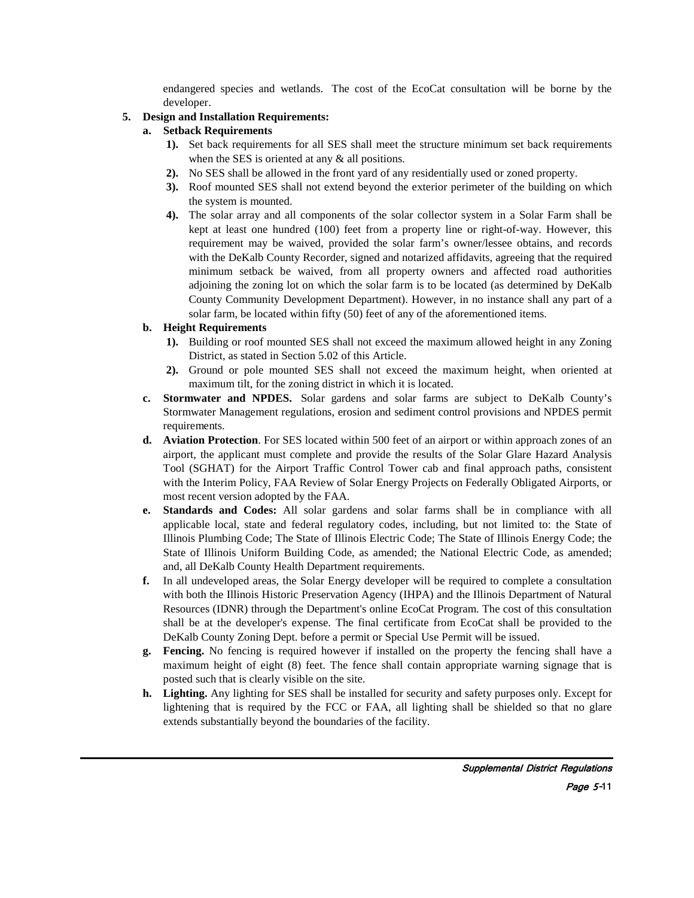endangered species and wetlands. The cost of the EcoCat consultation will be borne by the developer.

**5. Design and Installation Requirements:**

**a. Setback Requirements**

**1).** Set back requirements for all SES shall meet the structure minimum set back requirements when the SES is oriented at any & all positions.

**2).** No SES shall be allowed in the front yard of any residentially used or zoned property.

**3).** Roof mounted SES shall not extend beyond the exterior perimeter of the building on which the system is mounted.

**4).** The solar array and all components of the solar collector system in a Solar Farm shall be kept at least one hundred (100) feet from a property line or right-of-way. However, this requirement may be waived, provided the solar farm's owner/lessee obtains, and records with the DeKalb County Recorder, signed and notarized affidavits, agreeing that the required minimum setback be waived, from all property owners and affected road authorities adjoining the zoning lot on which the solar farm is to be located (as determined by DeKalb County Community Development Department). However, in no instance shall any part of a solar farm, be located within fifty (50) feet of any of the aforementioned items.

**b. Height Requirements**

**1).** Building or roof mounted SES shall not exceed the maximum allowed height in any Zoning District, as stated in Section 5.02 of this Article.

**2).** Ground or pole mounted SES shall not exceed the maximum height, when oriented at maximum tilt, for the zoning district in which it is located.

**c. Stormwater and NPDES.** Solar gardens and solar farms are subject to DeKalb County's Stormwater Management regulations, erosion and sediment control provisions and NPDES permit requirements.

**d. Aviation Protection**. For SES located within 500 feet of an airport or within approach zones of an airport, the applicant must complete and provide the results of the Solar Glare Hazard Analysis Tool (SGHAT) for the Airport Traffic Control Tower cab and final approach paths, consistent with the Interim Policy, FAA Review of Solar Energy Projects on Federally Obligated Airports, or most recent version adopted by the FAA.

**e. Standards and Codes:** All solar gardens and solar farms shall be in compliance with all applicable local, state and federal regulatory codes, including, but not limited to: the State of Illinois Plumbing Code; The State of Illinois Electric Code; The State of Illinois Energy Code; the State of Illinois Uniform Building Code, as amended; the National Electric Code, as amended; and, all DeKalb County Health Department requirements.

**f.** In all undeveloped areas, the Solar Energy developer will be required to complete a consultation with both the Illinois Historic Preservation Agency (IHPA) and the Illinois Department of Natural Resources (IDNR) through the Department's online EcoCat Program. The cost of this consultation shall be at the developer's expense. The final certificate from EcoCat shall be provided to the DeKalb County Zoning Dept. before a permit or Special Use Permit will be issued.

**g. Fencing.** No fencing is required however if installed on the property the fencing shall have a maximum height of eight (8) feet. The fence shall contain appropriate warning signage that is posted such that is clearly visible on the site.

**h. Lighting.** Any lighting for SES shall be installed for security and safety purposes only. Except for lightening that is required by the FCC or FAA, all lighting shall be shielded so that no glare extends substantially beyond the boundaries of the facility.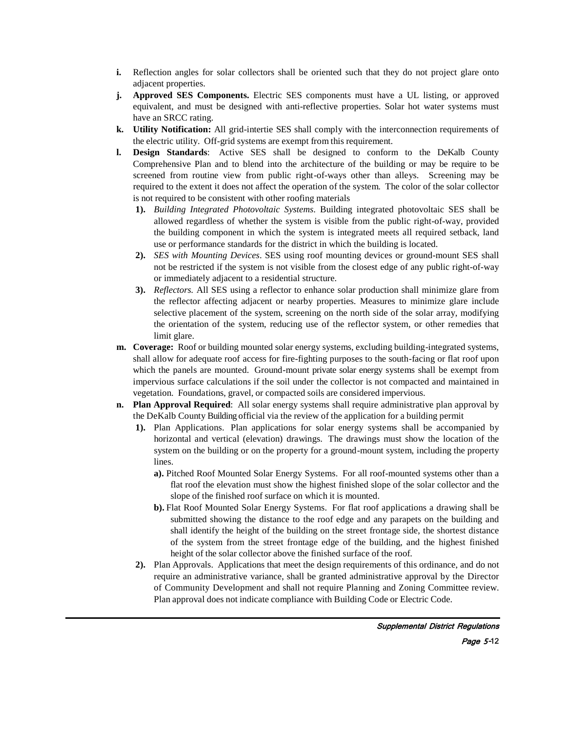**i.** Reflection angles for solar collectors shall be oriented such that they do not project glare onto adjacent properties.

**j. Approved SES Components.** Electric SES components must have a UL listing, or approved equivalent, and must be designed with anti-reflective properties. Solar hot water systems must have an SRCC rating.

**k. Utility Notification:** All grid-intertie SES shall comply with the interconnection requirements of the electric utility. Off-grid systems are exempt from this requirement.

**l. Design Standards**: Active SES shall be designed to conform to the DeKalb County Comprehensive Plan and to blend into the architecture of the building or may be require to be screened from routine view from public right-of-ways other than alleys. Screening may be required to the extent it does not affect the operation of the system. The color of the solar collector is not required to be consistent with other roofing materials

- **1).** *Building Integrated Photovoltaic Systems.* Building integrated photovoltaic SES shall be allowed regardless of whether the system is visible from the public right-of-way, provided the building component in which the system is integrated meets all required setback, land use or performance standards for the district in which the building is located.
- **2).** *SES with Mounting Devices*. SES using roof mounting devices or ground-mount SES shall not be restricted if the system is not visible from the closest edge of any public right-of-way or immediately adjacent to a residential structure.
- **3).** *Reflectors.* All SES using a reflector to enhance solar production shall minimize glare from the reflector affecting adjacent or nearby properties. Measures to minimize glare include selective placement of the system, screening on the north side of the solar array, modifying the orientation of the system, reducing use of the reflector system, or other remedies that limit glare.

**m. Coverage:** Roof or building mounted solar energy systems, excluding building-integrated systems, shall allow for adequate roof access for fire-fighting purposes to the south-facing or flat roof upon which the panels are mounted. Ground-mount private solar energy systems shall be exempt from impervious surface calculations if the soil under the collector is not compacted and maintained in vegetation. Foundations, gravel, or compacted soils are considered impervious.

**n. Plan Approval Required**: All solar energy systems shall require administrative plan approval by the DeKalb County Building official via the review of the application for a building permit

- **1).** Plan Applications. Plan applications for solar energy systems shall be accompanied by horizontal and vertical (elevation) drawings. The drawings must show the location of the system on the building or on the property for a ground-mount system, including the property lines.
  - **a).** Pitched Roof Mounted Solar Energy Systems. For all roof-mounted systems other than a flat roof the elevation must show the highest finished slope of the solar collector and the slope of the finished roof surface on which it is mounted.
  - **b).** Flat Roof Mounted Solar Energy Systems. For flat roof applications a drawing shall be submitted showing the distance to the roof edge and any parapets on the building and shall identify the height of the building on the street frontage side, the shortest distance of the system from the street frontage edge of the building, and the highest finished height of the solar collector above the finished surface of the roof.
- **2).** Plan Approvals. Applications that meet the design requirements of this ordinance, and do not require an administrative variance, shall be granted administrative approval by the Director of Community Development and shall not require Planning and Zoning Committee review. Plan approval does not indicate compliance with Building Code or Electric Code.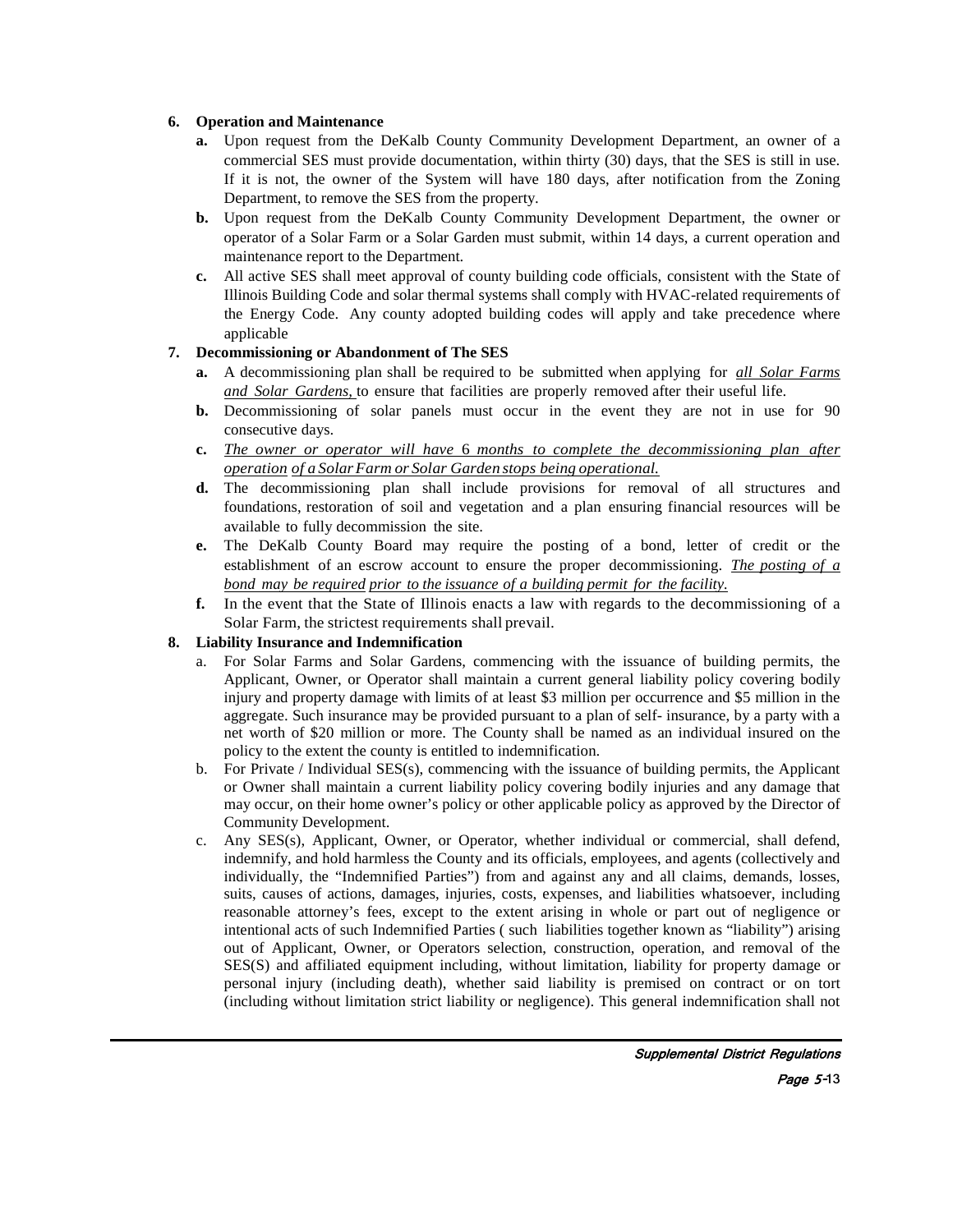6. **Operation and Maintenance**
   - **a.** Upon request from the DeKalb County Community Development Department, an owner of a commercial SES must provide documentation, within thirty (30) days, that the SES is still in use. If it is not, the owner of the System will have 180 days, after notification from the Zoning Department, to remove the SES from the property.
   - **b.** Upon request from the DeKalb County Community Development Department, the owner or operator of a Solar Farm or a Solar Garden must submit, within 14 days, a current operation and maintenance report to the Department.
   - **c.** All active SES shall meet approval of county building code officials, consistent with the State of Illinois Building Code and solar thermal systems shall comply with HVAC-related requirements of the Energy Code. Any county adopted building codes will apply and take precedence where applicable

7. **Decommissioning or Abandonment of The SES**
   - **a.** A decommissioning plan shall be required to be submitted when applying for *all Solar Farms and Solar Gardens,* to ensure that facilities are properly removed after their useful life.
   - **b.** Decommissioning of solar panels must occur in the event they are not in use for 90 consecutive days.
   - **c.** *The owner or operator will have* 6 *months to complete the decommissioning plan after operation of a Solar Farm or Solar Garden stops being operational.*
   - **d.** The decommissioning plan shall include provisions for removal of all structures and foundations, restoration of soil and vegetation and a plan ensuring financial resources will be available to fully decommission the site.
   - **e.** The DeKalb County Board may require the posting of a bond, letter of credit or the establishment of an escrow account to ensure the proper decommissioning. *The posting of a bond may be required prior to the issuance of a building permit for the facility.*
   - **f.** In the event that the State of Illinois enacts a law with regards to the decommissioning of a Solar Farm, the strictest requirements shall prevail.

8. **Liability Insurance and Indemnification**
   - a. For Solar Farms and Solar Gardens, commencing with the issuance of building permits, the Applicant, Owner, or Operator shall maintain a current general liability policy covering bodily injury and property damage with limits of at least $3 million per occurrence and $5 million in the aggregate. Such insurance may be provided pursuant to a plan of self- insurance, by a party with a net worth of $20 million or more. The County shall be named as an individual insured on the policy to the extent the county is entitled to indemnification.
   - b. For Private / Individual SES(s), commencing with the issuance of building permits, the Applicant or Owner shall maintain a current liability policy covering bodily injuries and any damage that may occur, on their home owner's policy or other applicable policy as approved by the Director of Community Development.
   - c. Any SES(s), Applicant, Owner, or Operator, whether individual or commercial, shall defend, indemnify, and hold harmless the County and its officials, employees, and agents (collectively and individually, the "Indemnified Parties") from and against any and all claims, demands, losses, suits, causes of actions, damages, injuries, costs, expenses, and liabilities whatsoever, including reasonable attorney's fees, except to the extent arising in whole or part out of negligence or intentional acts of such Indemnified Parties ( such liabilities together known as "liability") arising out of Applicant, Owner, or Operators selection, construction, operation, and removal of the SES(S) and affiliated equipment including, without limitation, liability for property damage or personal injury (including death), whether said liability is premised on contract or on tort (including without limitation strict liability or negligence). This general indemnification shall not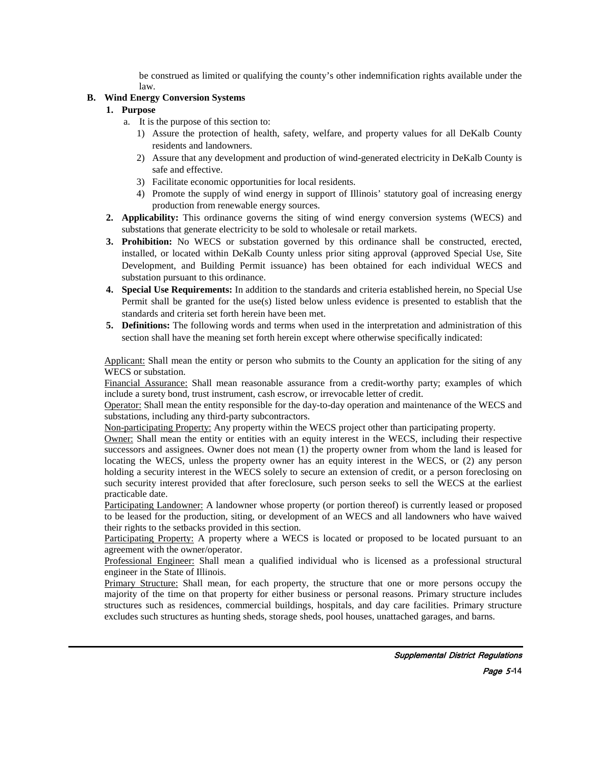be construed as limited or qualifying the county's other indemnification rights available under the law.

**B. Wind Energy Conversion Systems**

**1. Purpose**

a. It is the purpose of this section to:

1) Assure the protection of health, safety, welfare, and property values for all DeKalb County residents and landowners.
2) Assure that any development and production of wind-generated electricity in DeKalb County is safe and effective.
3) Facilitate economic opportunities for local residents.
4) Promote the supply of wind energy in support of Illinois' statutory goal of increasing energy production from renewable energy sources.

**2. Applicability:** This ordinance governs the siting of wind energy conversion systems (WECS) and substations that generate electricity to be sold to wholesale or retail markets.

**3. Prohibition:** No WECS or substation governed by this ordinance shall be constructed, erected, installed, or located within DeKalb County unless prior siting approval (approved Special Use, Site Development, and Building Permit issuance) has been obtained for each individual WECS and substation pursuant to this ordinance.

**4. Special Use Requirements:** In addition to the standards and criteria established herein, no Special Use Permit shall be granted for the use(s) listed below unless evidence is presented to establish that the standards and criteria set forth herein have been met.

**5. Definitions:** The following words and terms when used in the interpretation and administration of this section shall have the meaning set forth herein except where otherwise specifically indicated:

Applicant: Shall mean the entity or person who submits to the County an application for the siting of any WECS or substation.

Financial Assurance: Shall mean reasonable assurance from a credit-worthy party; examples of which include a surety bond, trust instrument, cash escrow, or irrevocable letter of credit.

Operator: Shall mean the entity responsible for the day-to-day operation and maintenance of the WECS and substations, including any third-party subcontractors.

Non-participating Property: Any property within the WECS project other than participating property.

Owner: Shall mean the entity or entities with an equity interest in the WECS, including their respective successors and assignees. Owner does not mean (1) the property owner from whom the land is leased for locating the WECS, unless the property owner has an equity interest in the WECS, or (2) any person holding a security interest in the WECS solely to secure an extension of credit, or a person foreclosing on such security interest provided that after foreclosure, such person seeks to sell the WECS at the earliest practicable date.

Participating Landowner: A landowner whose property (or portion thereof) is currently leased or proposed to be leased for the production, siting, or development of an WECS and all landowners who have waived their rights to the setbacks provided in this section.

Participating Property: A property where a WECS is located or proposed to be located pursuant to an agreement with the owner/operator.

Professional Engineer: Shall mean a qualified individual who is licensed as a professional structural engineer in the State of Illinois.

Primary Structure: Shall mean, for each property, the structure that one or more persons occupy the majority of the time on that property for either business or personal reasons. Primary structure includes structures such as residences, commercial buildings, hospitals, and day care facilities. Primary structure excludes such structures as hunting sheds, storage sheds, pool houses, unattached garages, and barns.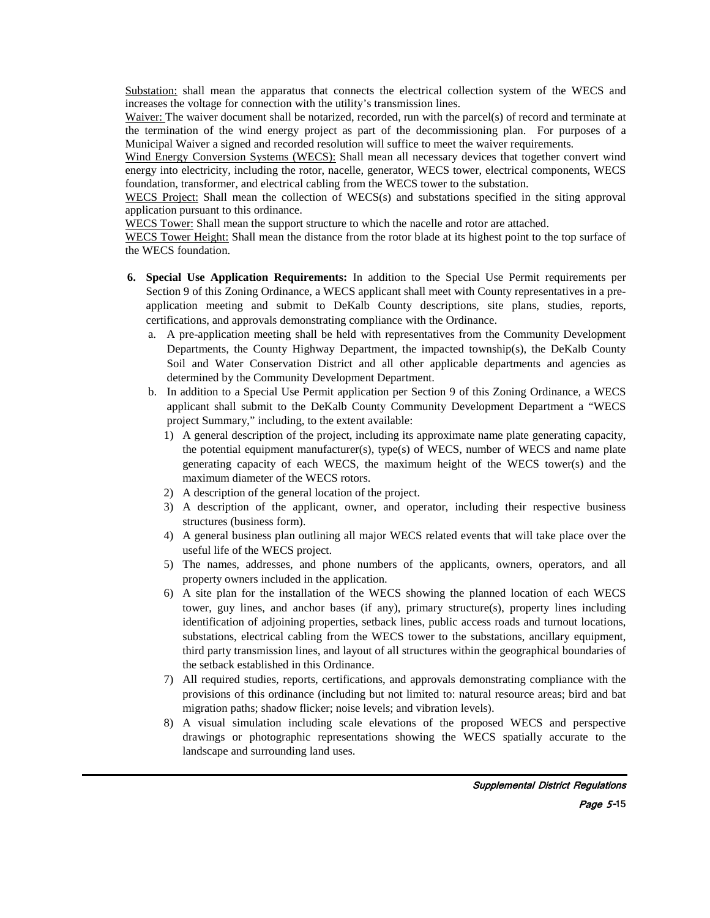<u>Substation:</u> shall mean the apparatus that connects the electrical collection system of the WECS and increases the voltage for connection with the utility's transmission lines.

<u>Waiver:</u> The waiver document shall be notarized, recorded, run with the parcel(s) of record and terminate at the termination of the wind energy project as part of the decommissioning plan. For purposes of a Municipal Waiver a signed and recorded resolution will suffice to meet the waiver requirements.

<u>Wind Energy Conversion Systems (WECS):</u> Shall mean all necessary devices that together convert wind energy into electricity, including the rotor, nacelle, generator, WECS tower, electrical components, WECS foundation, transformer, and electrical cabling from the WECS tower to the substation.

<u>WECS Project:</u> Shall mean the collection of WECS(s) and substations specified in the siting approval application pursuant to this ordinance.

<u>WECS Tower:</u> Shall mean the support structure to which the nacelle and rotor are attached.

<u>WECS Tower Height:</u> Shall mean the distance from the rotor blade at its highest point to the top surface of the WECS foundation.

6. **Special Use Application Requirements:** In addition to the Special Use Permit requirements per Section 9 of this Zoning Ordinance, a WECS applicant shall meet with County representatives in a pre-application meeting and submit to DeKalb County descriptions, site plans, studies, reports, certifications, and approvals demonstrating compliance with the Ordinance.
   a. A pre-application meeting shall be held with representatives from the Community Development Departments, the County Highway Department, the impacted township(s), the DeKalb County Soil and Water Conservation District and all other applicable departments and agencies as determined by the Community Development Department.
   b. In addition to a Special Use Permit application per Section 9 of this Zoning Ordinance, a WECS applicant shall submit to the DeKalb County Community Development Department a "WECS project Summary," including, to the extent available:
      1) A general description of the project, including its approximate name plate generating capacity, the potential equipment manufacturer(s), type(s) of WECS, number of WECS and name plate generating capacity of each WECS, the maximum height of the WECS tower(s) and the maximum diameter of the WECS rotors.
      2) A description of the general location of the project.
      3) A description of the applicant, owner, and operator, including their respective business structures (business form).
      4) A general business plan outlining all major WECS related events that will take place over the useful life of the WECS project.
      5) The names, addresses, and phone numbers of the applicants, owners, operators, and all property owners included in the application.
      6) A site plan for the installation of the WECS showing the planned location of each WECS tower, guy lines, and anchor bases (if any), primary structure(s), property lines including identification of adjoining properties, setback lines, public access roads and turnout locations, substations, electrical cabling from the WECS tower to the substations, ancillary equipment, third party transmission lines, and layout of all structures within the geographical boundaries of the setback established in this Ordinance.
      7) All required studies, reports, certifications, and approvals demonstrating compliance with the provisions of this ordinance (including but not limited to: natural resource areas; bird and bat migration paths; shadow flicker; noise levels; and vibration levels).
      8) A visual simulation including scale elevations of the proposed WECS and perspective drawings or photographic representations showing the WECS spatially accurate to the landscape and surrounding land uses.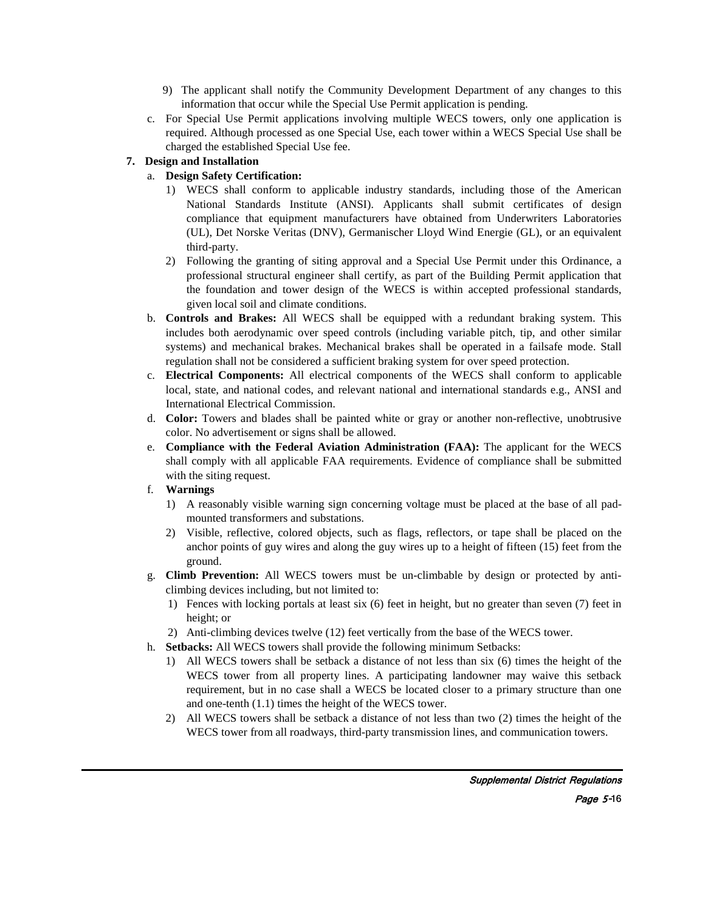9) The applicant shall notify the Community Development Department of any changes to this information that occur while the Special Use Permit application is pending.

c. For Special Use Permit applications involving multiple WECS towers, only one application is required. Although processed as one Special Use, each tower within a WECS Special Use shall be charged the established Special Use fee.

**7. Design and Installation**

a. **Design Safety Certification:**

1) WECS shall conform to applicable industry standards, including those of the American National Standards Institute (ANSI). Applicants shall submit certificates of design compliance that equipment manufacturers have obtained from Underwriters Laboratories (UL), Det Norske Veritas (DNV), Germanischer Lloyd Wind Energie (GL), or an equivalent third-party.

2) Following the granting of siting approval and a Special Use Permit under this Ordinance, a professional structural engineer shall certify, as part of the Building Permit application that the foundation and tower design of the WECS is within accepted professional standards, given local soil and climate conditions.

b. **Controls and Brakes:** All WECS shall be equipped with a redundant braking system. This includes both aerodynamic over speed controls (including variable pitch, tip, and other similar systems) and mechanical brakes. Mechanical brakes shall be operated in a failsafe mode. Stall regulation shall not be considered a sufficient braking system for over speed protection.

c. **Electrical Components:** All electrical components of the WECS shall conform to applicable local, state, and national codes, and relevant national and international standards e.g., ANSI and International Electrical Commission.

d. **Color:** Towers and blades shall be painted white or gray or another non-reflective, unobtrusive color. No advertisement or signs shall be allowed.

e. **Compliance with the Federal Aviation Administration (FAA):** The applicant for the WECS shall comply with all applicable FAA requirements. Evidence of compliance shall be submitted with the siting request.

f. **Warnings**

1) A reasonably visible warning sign concerning voltage must be placed at the base of all pad-mounted transformers and substations.

2) Visible, reflective, colored objects, such as flags, reflectors, or tape shall be placed on the anchor points of guy wires and along the guy wires up to a height of fifteen (15) feet from the ground.

g. **Climb Prevention:** All WECS towers must be un-climbable by design or protected by anti-climbing devices including, but not limited to:

1) Fences with locking portals at least six (6) feet in height, but no greater than seven (7) feet in height; or

2) Anti-climbing devices twelve (12) feet vertically from the base of the WECS tower.

h. **Setbacks:** All WECS towers shall provide the following minimum Setbacks:

1) All WECS towers shall be setback a distance of not less than six (6) times the height of the WECS tower from all property lines. A participating landowner may waive this setback requirement, but in no case shall a WECS be located closer to a primary structure than one and one-tenth (1.1) times the height of the WECS tower.

2) All WECS towers shall be setback a distance of not less than two (2) times the height of the WECS tower from all roadways, third-party transmission lines, and communication towers.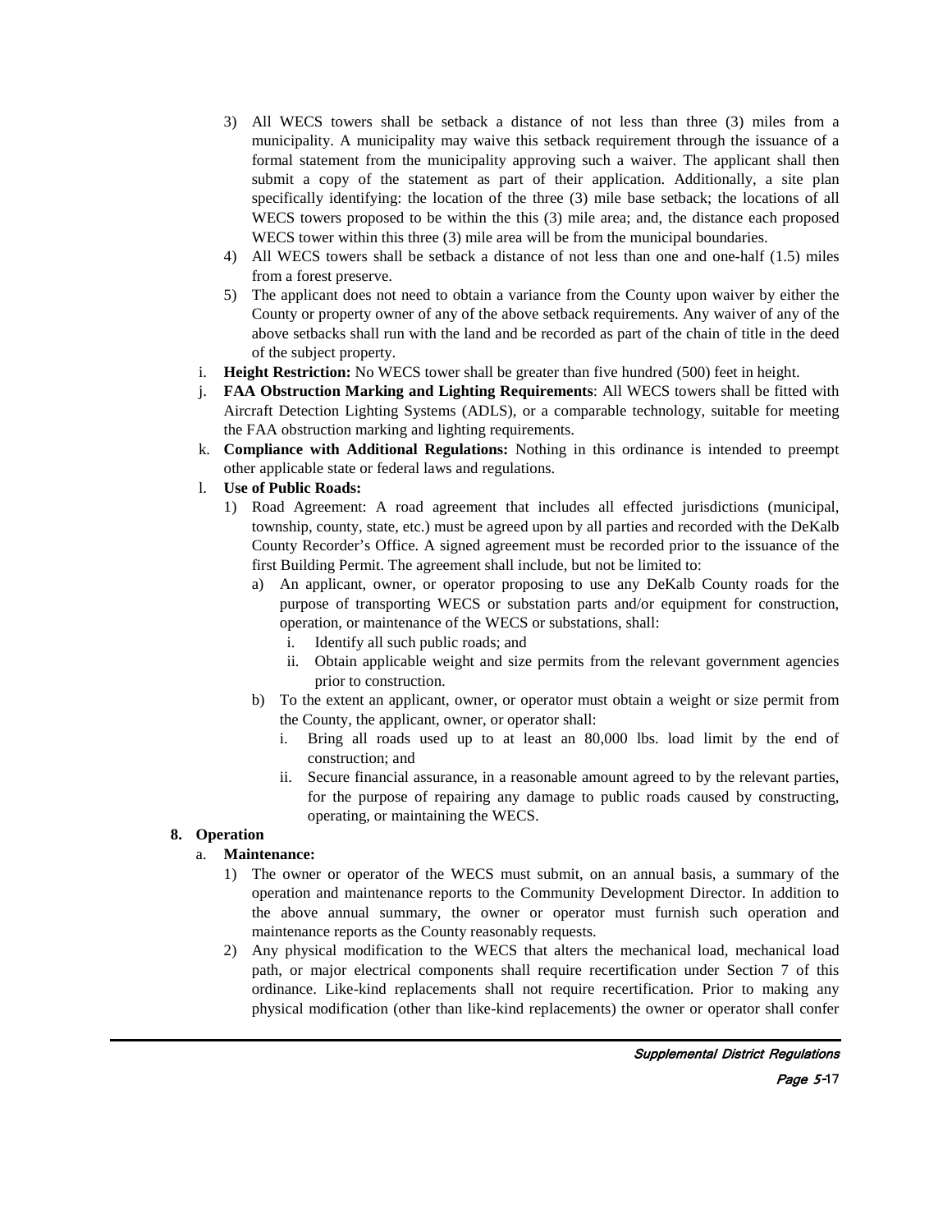3) All WECS towers shall be setback a distance of not less than three (3) miles from a municipality. A municipality may waive this setback requirement through the issuance of a formal statement from the municipality approving such a waiver. The applicant shall then submit a copy of the statement as part of their application. Additionally, a site plan specifically identifying: the location of the three (3) mile base setback; the locations of all WECS towers proposed to be within the this (3) mile area; and, the distance each proposed WECS tower within this three (3) mile area will be from the municipal boundaries.
4) All WECS towers shall be setback a distance of not less than one and one-half (1.5) miles from a forest preserve.
5) The applicant does not need to obtain a variance from the County upon waiver by either the County or property owner of any of the above setback requirements. Any waiver of any of the above setbacks shall run with the land and be recorded as part of the chain of title in the deed of the subject property.

i. **Height Restriction:** No WECS tower shall be greater than five hundred (500) feet in height.

j. **FAA Obstruction Marking and Lighting Requirements**: All WECS towers shall be fitted with Aircraft Detection Lighting Systems (ADLS), or a comparable technology, suitable for meeting the FAA obstruction marking and lighting requirements.

k. **Compliance with Additional Regulations:** Nothing in this ordinance is intended to preempt other applicable state or federal laws and regulations.

l. **Use of Public Roads:**
   1) Road Agreement: A road agreement that includes all effected jurisdictions (municipal, township, county, state, etc.) must be agreed upon by all parties and recorded with the DeKalb County Recorder's Office. A signed agreement must be recorded prior to the issuance of the first Building Permit. The agreement shall include, but not be limited to:
      a) An applicant, owner, or operator proposing to use any DeKalb County roads for the purpose of transporting WECS or substation parts and/or equipment for construction, operation, or maintenance of the WECS or substations, shall:
         i. Identify all such public roads; and
         ii. Obtain applicable weight and size permits from the relevant government agencies prior to construction.
      b) To the extent an applicant, owner, or operator must obtain a weight or size permit from the County, the applicant, owner, or operator shall:
         i. Bring all roads used up to at least an 80,000 lbs. load limit by the end of construction; and
         ii. Secure financial assurance, in a reasonable amount agreed to by the relevant parties, for the purpose of repairing any damage to public roads caused by constructing, operating, or maintaining the WECS.

**8. Operation**

a. **Maintenance:**
   1) The owner or operator of the WECS must submit, on an annual basis, a summary of the operation and maintenance reports to the Community Development Director. In addition to the above annual summary, the owner or operator must furnish such operation and maintenance reports as the County reasonably requests.
   2) Any physical modification to the WECS that alters the mechanical load, mechanical load path, or major electrical components shall require recertification under Section 7 of this ordinance. Like-kind replacements shall not require recertification. Prior to making any physical modification (other than like-kind replacements) the owner or operator shall confer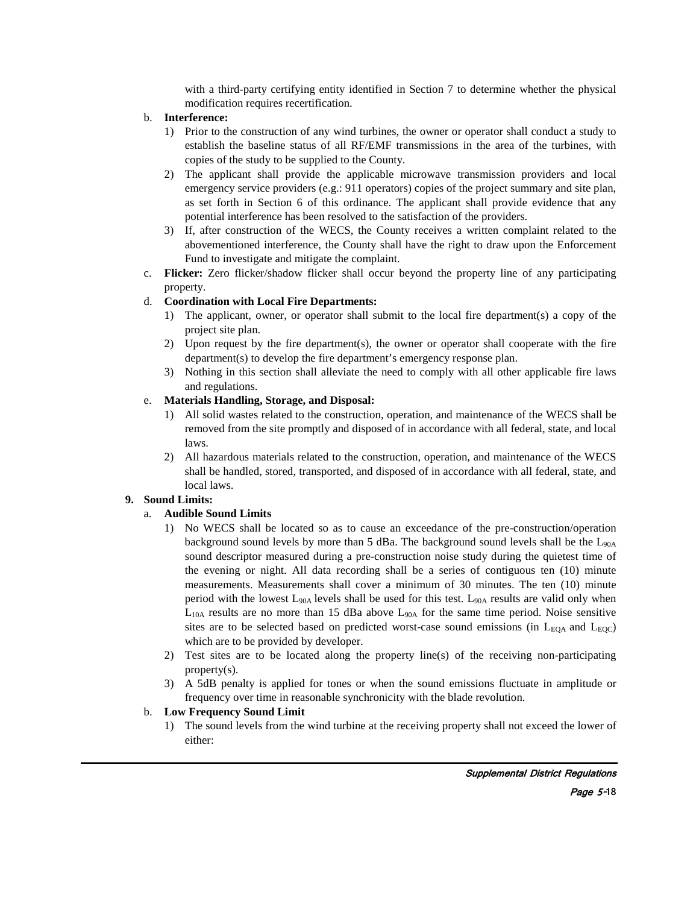with a third-party certifying entity identified in Section 7 to determine whether the physical modification requires recertification.

b. **Interference:**

1) Prior to the construction of any wind turbines, the owner or operator shall conduct a study to establish the baseline status of all RF/EMF transmissions in the area of the turbines, with copies of the study to be supplied to the County.

2) The applicant shall provide the applicable microwave transmission providers and local emergency service providers (e.g.: 911 operators) copies of the project summary and site plan, as set forth in Section 6 of this ordinance. The applicant shall provide evidence that any potential interference has been resolved to the satisfaction of the providers.

3) If, after construction of the WECS, the County receives a written complaint related to the abovementioned interference, the County shall have the right to draw upon the Enforcement Fund to investigate and mitigate the complaint.

c. **Flicker:** Zero flicker/shadow flicker shall occur beyond the property line of any participating property.

d. **Coordination with Local Fire Departments:**

1) The applicant, owner, or operator shall submit to the local fire department(s) a copy of the project site plan.

2) Upon request by the fire department(s), the owner or operator shall cooperate with the fire department(s) to develop the fire department's emergency response plan.

3) Nothing in this section shall alleviate the need to comply with all other applicable fire laws and regulations.

e. **Materials Handling, Storage, and Disposal:**

1) All solid wastes related to the construction, operation, and maintenance of the WECS shall be removed from the site promptly and disposed of in accordance with all federal, state, and local laws.

2) All hazardous materials related to the construction, operation, and maintenance of the WECS shall be handled, stored, transported, and disposed of in accordance with all federal, state, and local laws.

**9. Sound Limits:**

a. **Audible Sound Limits**

1) No WECS shall be located so as to cause an exceedance of the pre-construction/operation background sound levels by more than 5 dBa. The background sound levels shall be the $L_{90A}$ sound descriptor measured during a pre-construction noise study during the quietest time of the evening or night. All data recording shall be a series of contiguous ten (10) minute measurements. Measurements shall cover a minimum of 30 minutes. The ten (10) minute period with the lowest $L_{90A}$ levels shall be used for this test. $L_{90A}$ results are valid only when $L_{10A}$ results are no more than 15 dBa above $L_{90A}$ for the same time period. Noise sensitive sites are to be selected based on predicted worst-case sound emissions (in $L_{EQA}$ and $L_{EQC}$) which are to be provided by developer.

2) Test sites are to be located along the property line(s) of the receiving non-participating property(s).

3) A 5dB penalty is applied for tones or when the sound emissions fluctuate in amplitude or frequency over time in reasonable synchronicity with the blade revolution.

b. **Low Frequency Sound Limit**

1) The sound levels from the wind turbine at the receiving property shall not exceed the lower of either: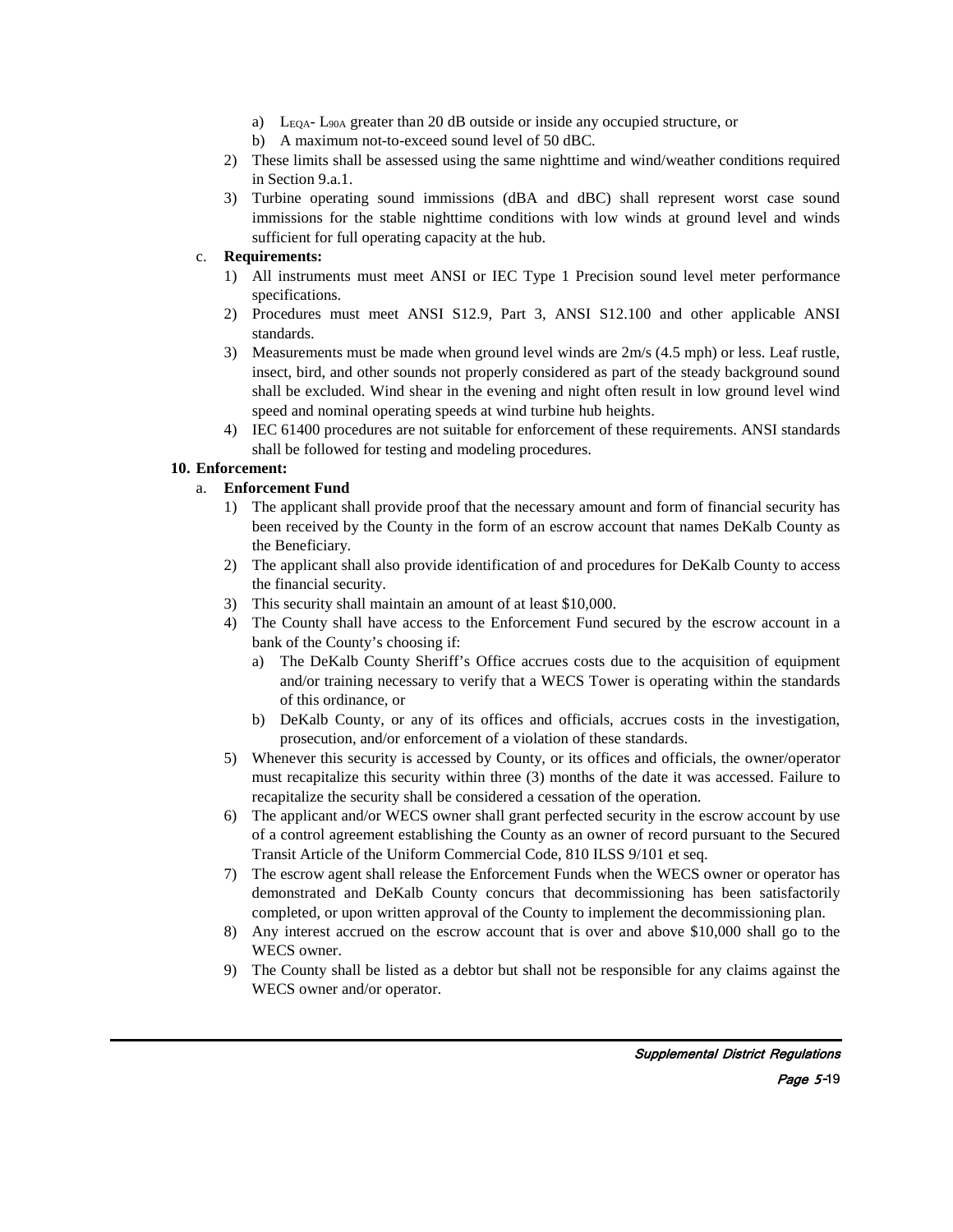a) $L_{EQA}$- $L_{90A}$ greater than 20 dB outside or inside any occupied structure, or
b) A maximum not-to-exceed sound level of 50 dBC.

2) These limits shall be assessed using the same nighttime and wind/weather conditions required in Section 9.a.1.
3) Turbine operating sound immissions (dBA and dBC) shall represent worst case sound immissions for the stable nighttime conditions with low winds at ground level and winds sufficient for full operating capacity at the hub.

c. **Requirements:**

1) All instruments must meet ANSI or IEC Type 1 Precision sound level meter performance specifications.
2) Procedures must meet ANSI S12.9, Part 3, ANSI S12.100 and other applicable ANSI standards.
3) Measurements must be made when ground level winds are 2m/s (4.5 mph) or less. Leaf rustle, insect, bird, and other sounds not properly considered as part of the steady background sound shall be excluded. Wind shear in the evening and night often result in low ground level wind speed and nominal operating speeds at wind turbine hub heights.
4) IEC 61400 procedures are not suitable for enforcement of these requirements. ANSI standards shall be followed for testing and modeling procedures.

**10. Enforcement:**

a. **Enforcement Fund**

1) The applicant shall provide proof that the necessary amount and form of financial security has been received by the County in the form of an escrow account that names DeKalb County as the Beneficiary.
2) The applicant shall also provide identification of and procedures for DeKalb County to access the financial security.
3) This security shall maintain an amount of at least $10,000.
4) The County shall have access to the Enforcement Fund secured by the escrow account in a bank of the County's choosing if:
   a) The DeKalb County Sheriff's Office accrues costs due to the acquisition of equipment and/or training necessary to verify that a WECS Tower is operating within the standards of this ordinance, or
   b) DeKalb County, or any of its offices and officials, accrues costs in the investigation, prosecution, and/or enforcement of a violation of these standards.
5) Whenever this security is accessed by County, or its offices and officials, the owner/operator must recapitalize this security within three (3) months of the date it was accessed. Failure to recapitalize the security shall be considered a cessation of the operation.
6) The applicant and/or WECS owner shall grant perfected security in the escrow account by use of a control agreement establishing the County as an owner of record pursuant to the Secured Transit Article of the Uniform Commercial Code, 810 ILSS 9/101 et seq.
7) The escrow agent shall release the Enforcement Funds when the WECS owner or operator has demonstrated and DeKalb County concurs that decommissioning has been satisfactorily completed, or upon written approval of the County to implement the decommissioning plan.
8) Any interest accrued on the escrow account that is over and above $10,000 shall go to the WECS owner.
9) The County shall be listed as a debtor but shall not be responsible for any claims against the WECS owner and/or operator.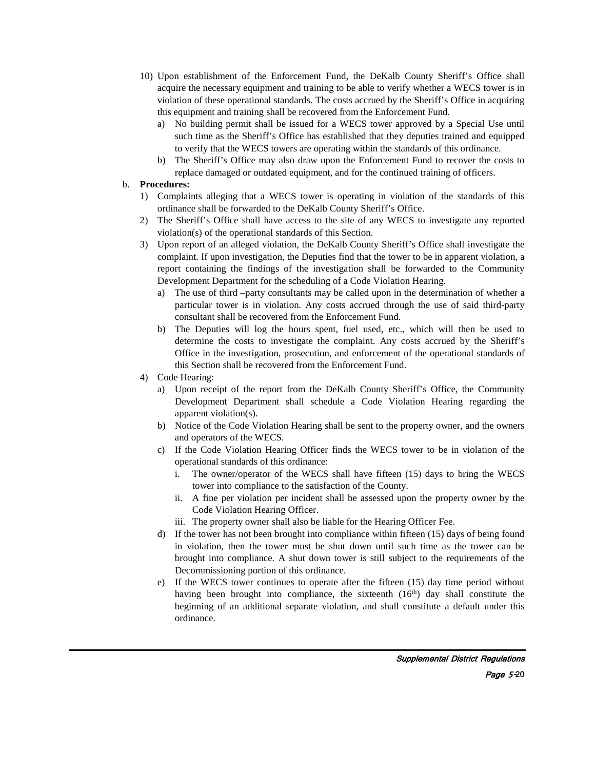10) Upon establishment of the Enforcement Fund, the DeKalb County Sheriff's Office shall acquire the necessary equipment and training to be able to verify whether a WECS tower is in violation of these operational standards. The costs accrued by the Sheriff's Office in acquiring this equipment and training shall be recovered from the Enforcement Fund.
    a) No building permit shall be issued for a WECS tower approved by a Special Use until such time as the Sheriff's Office has established that they deputies trained and equipped to verify that the WECS towers are operating within the standards of this ordinance.
    b) The Sheriff's Office may also draw upon the Enforcement Fund to recover the costs to replace damaged or outdated equipment, and for the continued training of officers.

b. **Procedures:**

1) Complaints alleging that a WECS tower is operating in violation of the standards of this ordinance shall be forwarded to the DeKalb County Sheriff's Office.
2) The Sheriff's Office shall have access to the site of any WECS to investigate any reported violation(s) of the operational standards of this Section.
3) Upon report of an alleged violation, the DeKalb County Sheriff's Office shall investigate the complaint. If upon investigation, the Deputies find that the tower to be in apparent violation, a report containing the findings of the investigation shall be forwarded to the Community Development Department for the scheduling of a Code Violation Hearing.
    a) The use of third –party consultants may be called upon in the determination of whether a particular tower is in violation. Any costs accrued through the use of said third-party consultant shall be recovered from the Enforcement Fund.
    b) The Deputies will log the hours spent, fuel used, etc., which will then be used to determine the costs to investigate the complaint. Any costs accrued by the Sheriff's Office in the investigation, prosecution, and enforcement of the operational standards of this Section shall be recovered from the Enforcement Fund.
4) Code Hearing:
    a) Upon receipt of the report from the DeKalb County Sheriff's Office, the Community Development Department shall schedule a Code Violation Hearing regarding the apparent violation(s).
    b) Notice of the Code Violation Hearing shall be sent to the property owner, and the owners and operators of the WECS.
    c) If the Code Violation Hearing Officer finds the WECS tower to be in violation of the operational standards of this ordinance:
        i. The owner/operator of the WECS shall have fifteen (15) days to bring the WECS tower into compliance to the satisfaction of the County.
        ii. A fine per violation per incident shall be assessed upon the property owner by the Code Violation Hearing Officer.
        iii. The property owner shall also be liable for the Hearing Officer Fee.
    d) If the tower has not been brought into compliance within fifteen (15) days of being found in violation, then the tower must be shut down until such time as the tower can be brought into compliance. A shut down tower is still subject to the requirements of the Decommissioning portion of this ordinance.
    e) If the WECS tower continues to operate after the fifteen (15) day time period without having been brought into compliance, the sixteenth (16th) day shall constitute the beginning of an additional separate violation, and shall constitute a default under this ordinance.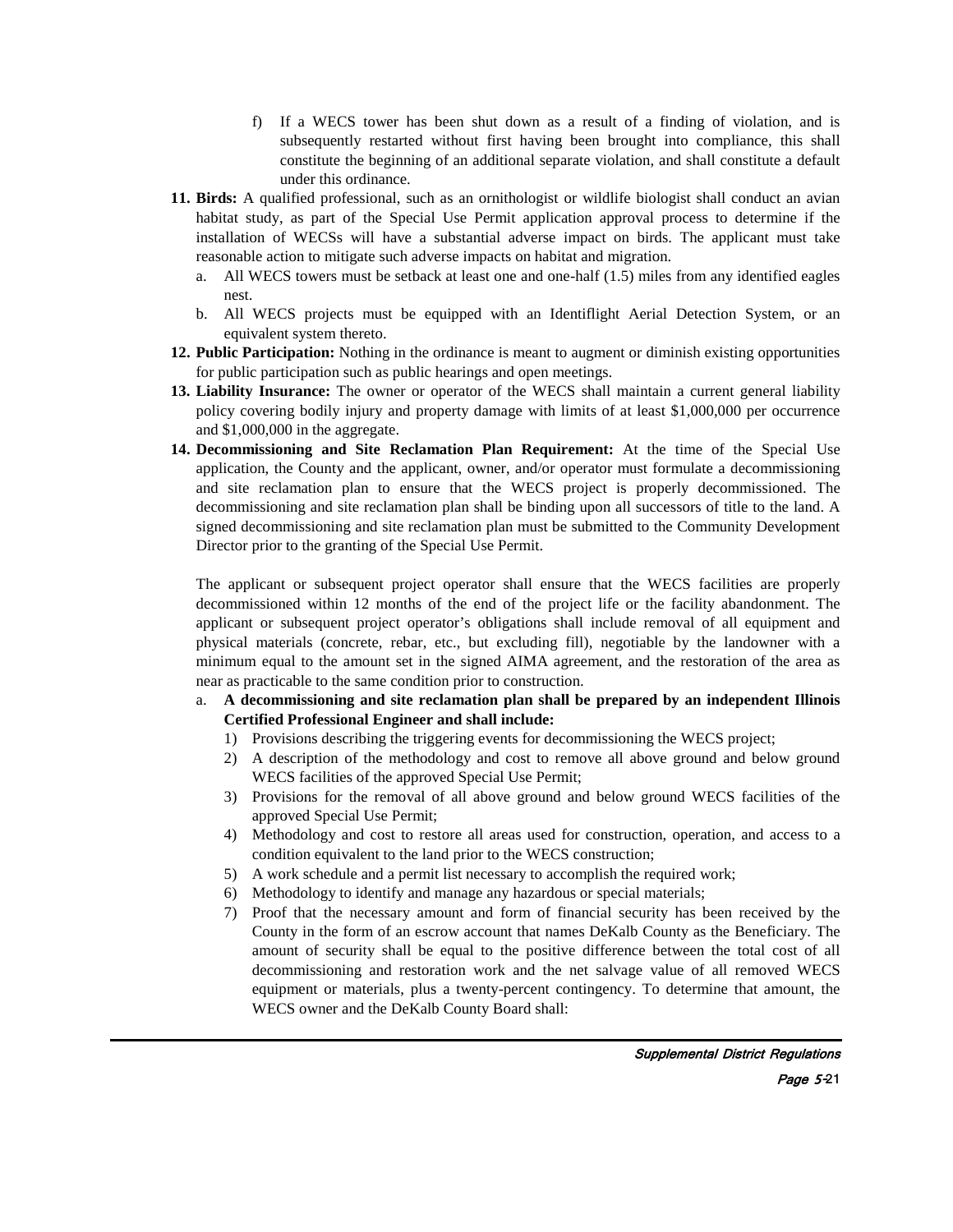f) If a WECS tower has been shut down as a result of a finding of violation, and is subsequently restarted without first having been brought into compliance, this shall constitute the beginning of an additional separate violation, and shall constitute a default under this ordinance.

11. **Birds:** A qualified professional, such as an ornithologist or wildlife biologist shall conduct an avian habitat study, as part of the Special Use Permit application approval process to determine if the installation of WECSs will have a substantial adverse impact on birds. The applicant must take reasonable action to mitigate such adverse impacts on habitat and migration.
    a. All WECS towers must be setback at least one and one-half (1.5) miles from any identified eagles nest.
    b. All WECS projects must be equipped with an Identiflight Aerial Detection System, or an equivalent system thereto.
12. **Public Participation:** Nothing in the ordinance is meant to augment or diminish existing opportunities for public participation such as public hearings and open meetings.
13. **Liability Insurance:** The owner or operator of the WECS shall maintain a current general liability policy covering bodily injury and property damage with limits of at least $1,000,000 per occurrence and $1,000,000 in the aggregate.
14. **Decommissioning and Site Reclamation Plan Requirement:** At the time of the Special Use application, the County and the applicant, owner, and/or operator must formulate a decommissioning and site reclamation plan to ensure that the WECS project is properly decommissioned. The decommissioning and site reclamation plan shall be binding upon all successors of title to the land. A signed decommissioning and site reclamation plan must be submitted to the Community Development Director prior to the granting of the Special Use Permit.

    The applicant or subsequent project operator shall ensure that the WECS facilities are properly decommissioned within 12 months of the end of the project life or the facility abandonment. The applicant or subsequent project operator's obligations shall include removal of all equipment and physical materials (concrete, rebar, etc., but excluding fill), negotiable by the landowner with a minimum equal to the amount set in the signed AIMA agreement, and the restoration of the area as near as practicable to the same condition prior to construction.

    a. **A decommissioning and site reclamation plan shall be prepared by an independent Illinois Certified Professional Engineer and shall include:**
        1) Provisions describing the triggering events for decommissioning the WECS project;
        2) A description of the methodology and cost to remove all above ground and below ground WECS facilities of the approved Special Use Permit;
        3) Provisions for the removal of all above ground and below ground WECS facilities of the approved Special Use Permit;
        4) Methodology and cost to restore all areas used for construction, operation, and access to a condition equivalent to the land prior to the WECS construction;
        5) A work schedule and a permit list necessary to accomplish the required work;
        6) Methodology to identify and manage any hazardous or special materials;
        7) Proof that the necessary amount and form of financial security has been received by the County in the form of an escrow account that names DeKalb County as the Beneficiary. The amount of security shall be equal to the positive difference between the total cost of all decommissioning and restoration work and the net salvage value of all removed WECS equipment or materials, plus a twenty-percent contingency. To determine that amount, the WECS owner and the DeKalb County Board shall: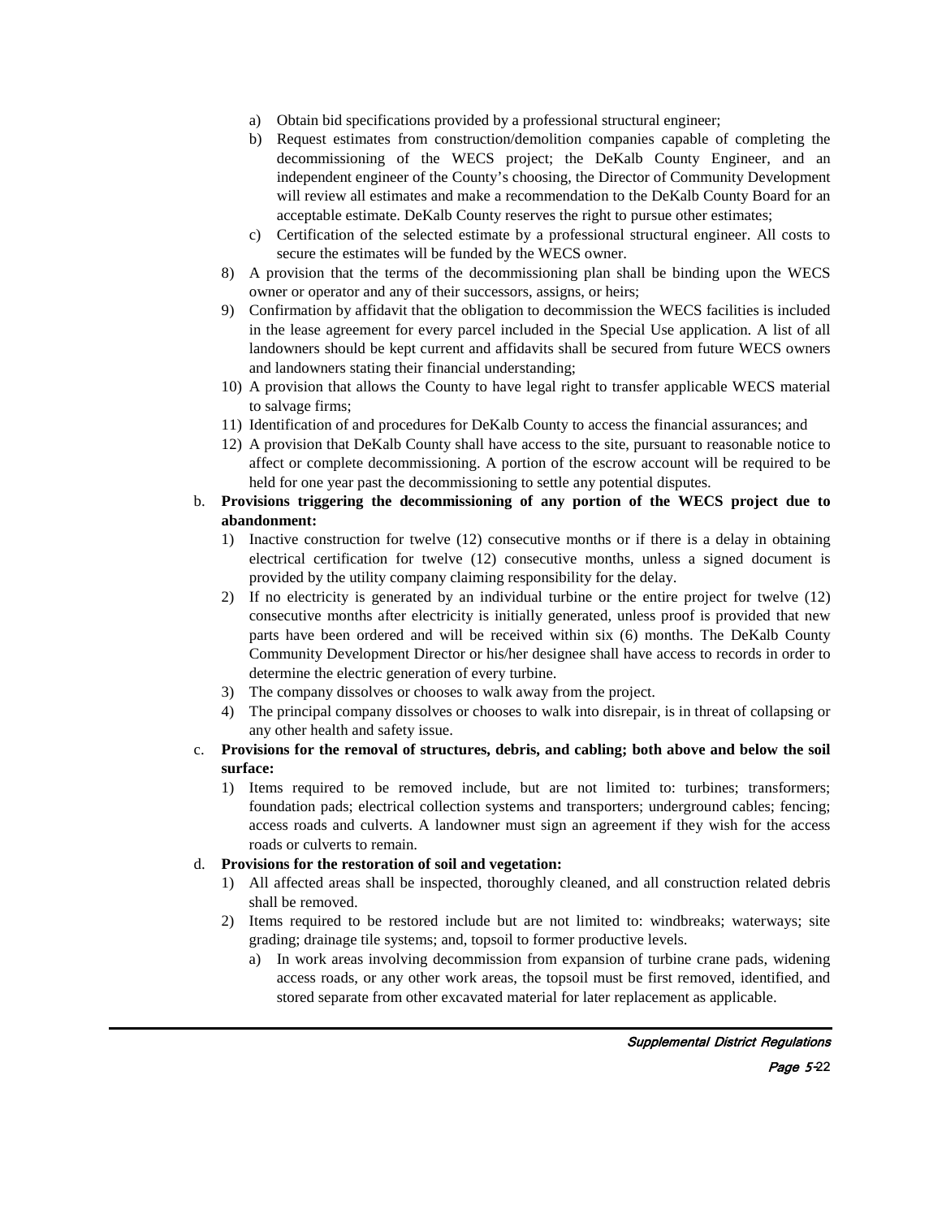a) Obtain bid specifications provided by a professional structural engineer;
b) Request estimates from construction/demolition companies capable of completing the decommissioning of the WECS project; the DeKalb County Engineer, and an independent engineer of the County's choosing, the Director of Community Development will review all estimates and make a recommendation to the DeKalb County Board for an acceptable estimate. DeKalb County reserves the right to pursue other estimates;
c) Certification of the selected estimate by a professional structural engineer. All costs to secure the estimates will be funded by the WECS owner.

8) A provision that the terms of the decommissioning plan shall be binding upon the WECS owner or operator and any of their successors, assigns, or heirs;
9) Confirmation by affidavit that the obligation to decommission the WECS facilities is included in the lease agreement for every parcel included in the Special Use application. A list of all landowners should be kept current and affidavits shall be secured from future WECS owners and landowners stating their financial understanding;
10) A provision that allows the County to have legal right to transfer applicable WECS material to salvage firms;
11) Identification of and procedures for DeKalb County to access the financial assurances; and
12) A provision that DeKalb County shall have access to the site, pursuant to reasonable notice to affect or complete decommissioning. A portion of the escrow account will be required to be held for one year past the decommissioning to settle any potential disputes.

b. **Provisions triggering the decommissioning of any portion of the WECS project due to abandonment:**
   1) Inactive construction for twelve (12) consecutive months or if there is a delay in obtaining electrical certification for twelve (12) consecutive months, unless a signed document is provided by the utility company claiming responsibility for the delay.
   2) If no electricity is generated by an individual turbine or the entire project for twelve (12) consecutive months after electricity is initially generated, unless proof is provided that new parts have been ordered and will be received within six (6) months. The DeKalb County Community Development Director or his/her designee shall have access to records in order to determine the electric generation of every turbine.
   3) The company dissolves or chooses to walk away from the project.
   4) The principal company dissolves or chooses to walk into disrepair, is in threat of collapsing or any other health and safety issue.

c. **Provisions for the removal of structures, debris, and cabling; both above and below the soil surface:**
   1) Items required to be removed include, but are not limited to: turbines; transformers; foundation pads; electrical collection systems and transporters; underground cables; fencing; access roads and culverts. A landowner must sign an agreement if they wish for the access roads or culverts to remain.

d. **Provisions for the restoration of soil and vegetation:**
   1) All affected areas shall be inspected, thoroughly cleaned, and all construction related debris shall be removed.
   2) Items required to be restored include but are not limited to: windbreaks; waterways; site grading; drainage tile systems; and, topsoil to former productive levels.
      a) In work areas involving decommission from expansion of turbine crane pads, widening access roads, or any other work areas, the topsoil must be first removed, identified, and stored separate from other excavated material for later replacement as applicable.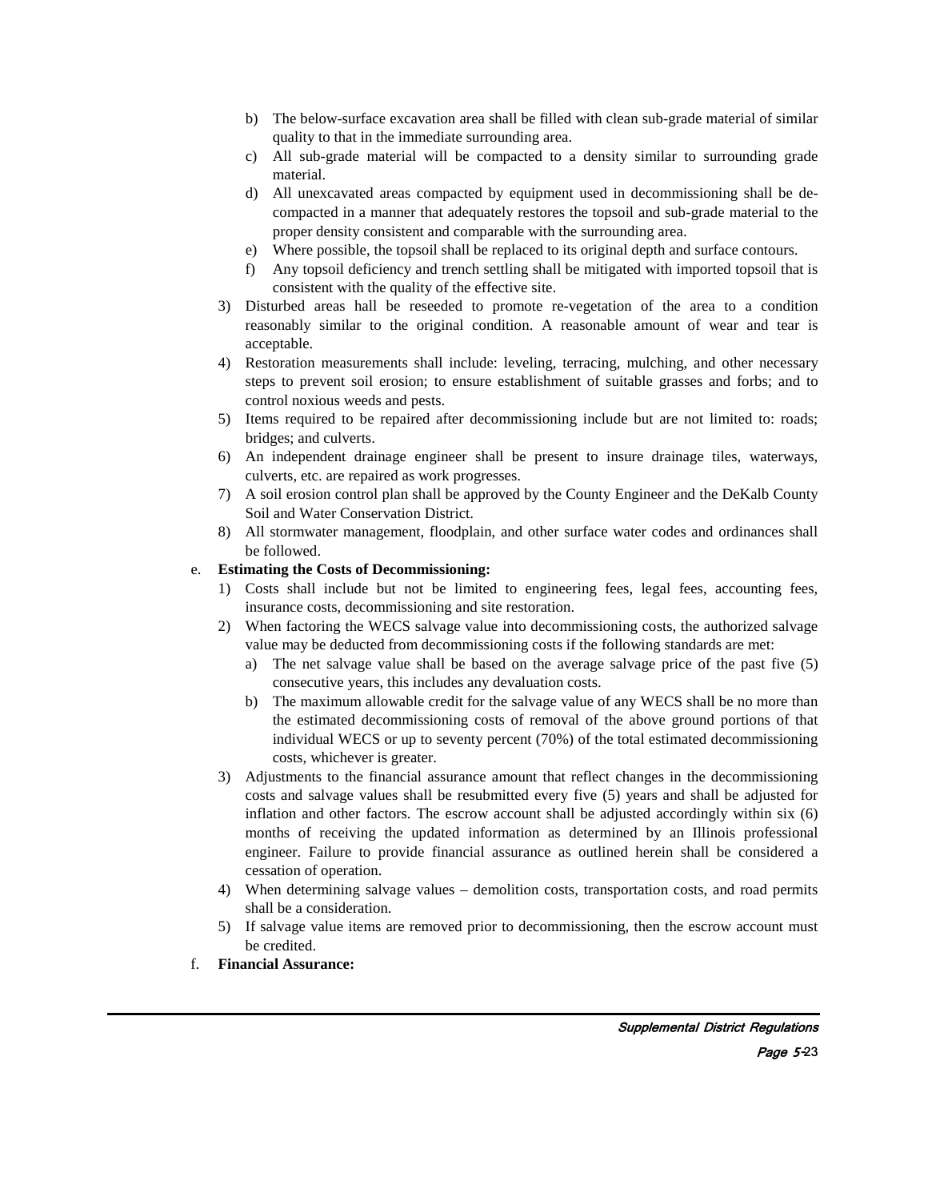b) The below-surface excavation area shall be filled with clean sub-grade material of similar quality to that in the immediate surrounding area.

c) All sub-grade material will be compacted to a density similar to surrounding grade material.

d) All unexcavated areas compacted by equipment used in decommissioning shall be de-compacted in a manner that adequately restores the topsoil and sub-grade material to the proper density consistent and comparable with the surrounding area.

e) Where possible, the topsoil shall be replaced to its original depth and surface contours.

f) Any topsoil deficiency and trench settling shall be mitigated with imported topsoil that is consistent with the quality of the effective site.

3) Disturbed areas hall be reseeded to promote re-vegetation of the area to a condition reasonably similar to the original condition. A reasonable amount of wear and tear is acceptable.

4) Restoration measurements shall include: leveling, terracing, mulching, and other necessary steps to prevent soil erosion; to ensure establishment of suitable grasses and forbs; and to control noxious weeds and pests.

5) Items required to be repaired after decommissioning include but are not limited to: roads; bridges; and culverts.

6) An independent drainage engineer shall be present to insure drainage tiles, waterways, culverts, etc. are repaired as work progresses.

7) A soil erosion control plan shall be approved by the County Engineer and the DeKalb County Soil and Water Conservation District.

8) All stormwater management, floodplain, and other surface water codes and ordinances shall be followed.

e. **Estimating the Costs of Decommissioning:**

1) Costs shall include but not be limited to engineering fees, legal fees, accounting fees, insurance costs, decommissioning and site restoration.

2) When factoring the WECS salvage value into decommissioning costs, the authorized salvage value may be deducted from decommissioning costs if the following standards are met:

a) The net salvage value shall be based on the average salvage price of the past five (5) consecutive years, this includes any devaluation costs.

b) The maximum allowable credit for the salvage value of any WECS shall be no more than the estimated decommissioning costs of removal of the above ground portions of that individual WECS or up to seventy percent (70%) of the total estimated decommissioning costs, whichever is greater.

3) Adjustments to the financial assurance amount that reflect changes in the decommissioning costs and salvage values shall be resubmitted every five (5) years and shall be adjusted for inflation and other factors. The escrow account shall be adjusted accordingly within six (6) months of receiving the updated information as determined by an Illinois professional engineer. Failure to provide financial assurance as outlined herein shall be considered a cessation of operation.

4) When determining salvage values – demolition costs, transportation costs, and road permits shall be a consideration.

5) If salvage value items are removed prior to decommissioning, then the escrow account must be credited.

f. **Financial Assurance:**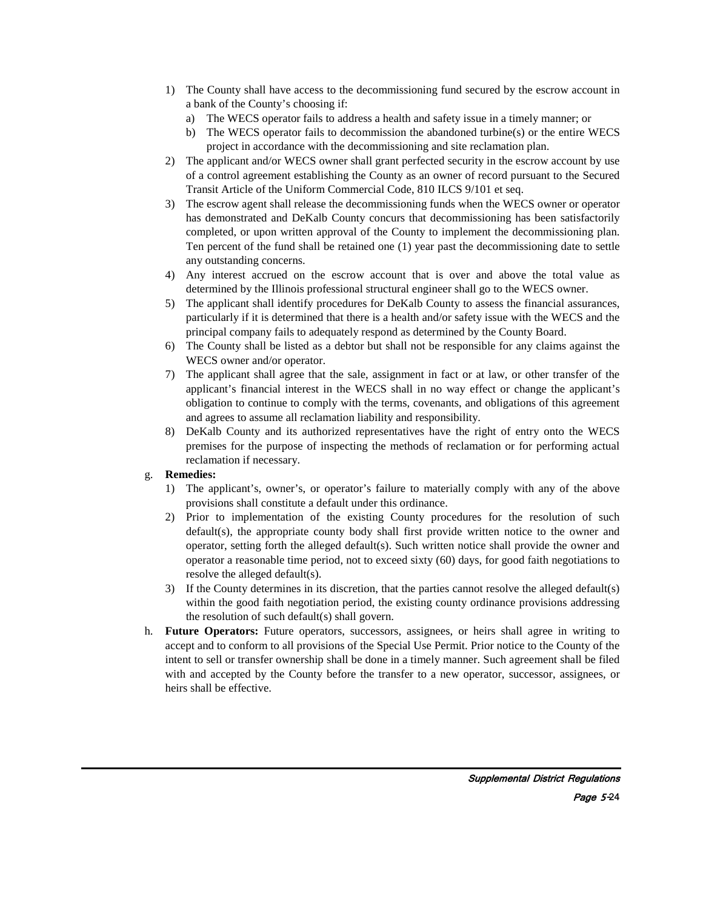1) The County shall have access to the decommissioning fund secured by the escrow account in a bank of the County's choosing if:
   a) The WECS operator fails to address a health and safety issue in a timely manner; or
   b) The WECS operator fails to decommission the abandoned turbine(s) or the entire WECS project in accordance with the decommissioning and site reclamation plan.
2) The applicant and/or WECS owner shall grant perfected security in the escrow account by use of a control agreement establishing the County as an owner of record pursuant to the Secured Transit Article of the Uniform Commercial Code, 810 ILCS 9/101 et seq.
3) The escrow agent shall release the decommissioning funds when the WECS owner or operator has demonstrated and DeKalb County concurs that decommissioning has been satisfactorily completed, or upon written approval of the County to implement the decommissioning plan. Ten percent of the fund shall be retained one (1) year past the decommissioning date to settle any outstanding concerns.
4) Any interest accrued on the escrow account that is over and above the total value as determined by the Illinois professional structural engineer shall go to the WECS owner.
5) The applicant shall identify procedures for DeKalb County to assess the financial assurances, particularly if it is determined that there is a health and/or safety issue with the WECS and the principal company fails to adequately respond as determined by the County Board.
6) The County shall be listed as a debtor but shall not be responsible for any claims against the WECS owner and/or operator.
7) The applicant shall agree that the sale, assignment in fact or at law, or other transfer of the applicant's financial interest in the WECS shall in no way effect or change the applicant's obligation to continue to comply with the terms, covenants, and obligations of this agreement and agrees to assume all reclamation liability and responsibility.
8) DeKalb County and its authorized representatives have the right of entry onto the WECS premises for the purpose of inspecting the methods of reclamation or for performing actual reclamation if necessary.

g. **Remedies:**
   1) The applicant's, owner's, or operator's failure to materially comply with any of the above provisions shall constitute a default under this ordinance.
   2) Prior to implementation of the existing County procedures for the resolution of such default(s), the appropriate county body shall first provide written notice to the owner and operator, setting forth the alleged default(s). Such written notice shall provide the owner and operator a reasonable time period, not to exceed sixty (60) days, for good faith negotiations to resolve the alleged default(s).
   3) If the County determines in its discretion, that the parties cannot resolve the alleged default(s) within the good faith negotiation period, the existing county ordinance provisions addressing the resolution of such default(s) shall govern.

h. **Future Operators:** Future operators, successors, assignees, or heirs shall agree in writing to accept and to conform to all provisions of the Special Use Permit. Prior notice to the County of the intent to sell or transfer ownership shall be done in a timely manner. Such agreement shall be filed with and accepted by the County before the transfer to a new operator, successor, assignees, or heirs shall be effective.